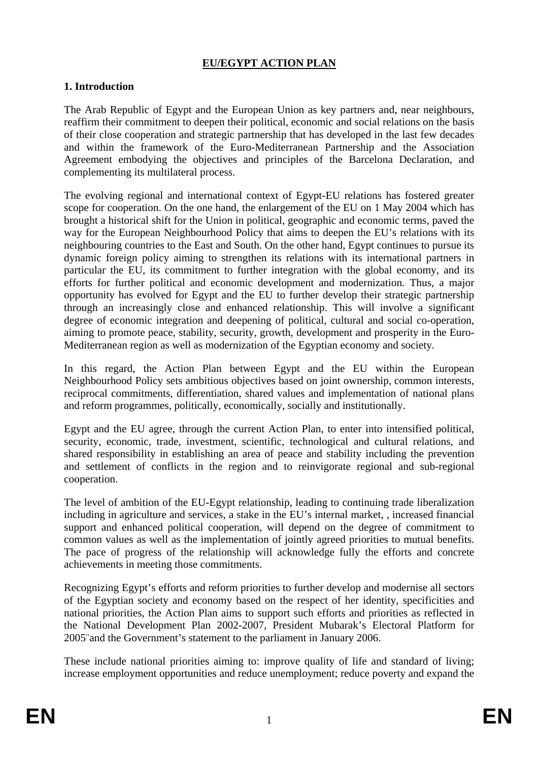# **EU/EGYPT ACTION PLAN**

## 1. Introduction

The Arab Republic of Egypt and the European Union as key partners and, near neighbours, reaffirm their commitment to deepen their political, economic and social relations on the basis of their close cooperation and strategic partnership that has developed in the last few decades and within the framework of the Euro-Mediterranean Partnership and the Association Agreement embodying the objectives and principles of the Barcelona Declaration, and complementing its multilateral process.

The evolving regional and international context of Egypt-EU relations has fostered greater scope for cooperation. On the one hand, the enlargement of the EU on 1 May 2004 which has brought a historical shift for the Union in political, geographic and economic terms, paved the way for the European Neighbourhood Policy that aims to deepen the EU's relations with its neighbouring countries to the East and South. On the other hand, Egypt continues to pursue its dynamic foreign policy aiming to strengthen its relations with its international partners in particular the EU, its commitment to further integration with the global economy, and its efforts for further political and economic development and modernization. Thus, a major opportunity has evolved for Egypt and the EU to further develop their strategic partnership through an increasingly close and enhanced relationship. This will involve a significant degree of economic integration and deepening of political, cultural and social co-operation, aiming to promote peace, stability, security, growth, development and prosperity in the Euro-Mediterranean region as well as modernization of the Egyptian economy and society.

In this regard, the Action Plan between Egypt and the EU within the European Neighbourhood Policy sets ambitious objectives based on joint ownership, common interests, reciprocal commitments, differentiation, shared values and implementation of national plans and reform programmes, politically, economically, socially and institutionally.

Egypt and the EU agree, through the current Action Plan, to enter into intensified political, security, economic, trade, investment, scientific, technological and cultural relations, and shared responsibility in establishing an area of peace and stability including the prevention and settlement of conflicts in the region and to reinvigorate regional and sub-regional cooperation.

The level of ambition of the EU-Egypt relationship, leading to continuing trade liberalization including in agriculture and services, a stake in the EU's internal market, , increased financial support and enhanced political cooperation, will depend on the degree of commitment to common values as well as the implementation of jointly agreed priorities to mutual benefits. The pace of progress of the relationship will acknowledge fully the efforts and concrete achievements in meeting those commitments.

Recognizing Egypt's efforts and reform priorities to further develop and modernise all sectors of the Egyptian society and economy based on the respect of her identity, specificities and national priorities, the Action Plan aims to support such efforts and priorities as reflected in the National Development Plan 2002-2007, President Mubarak's Electoral Platform for 2005¨and the Government's statement to the parliament in January 2006.

These include national priorities aiming to: improve quality of life and standard of living; increase employment opportunities and reduce unemployment; reduce poverty and expand the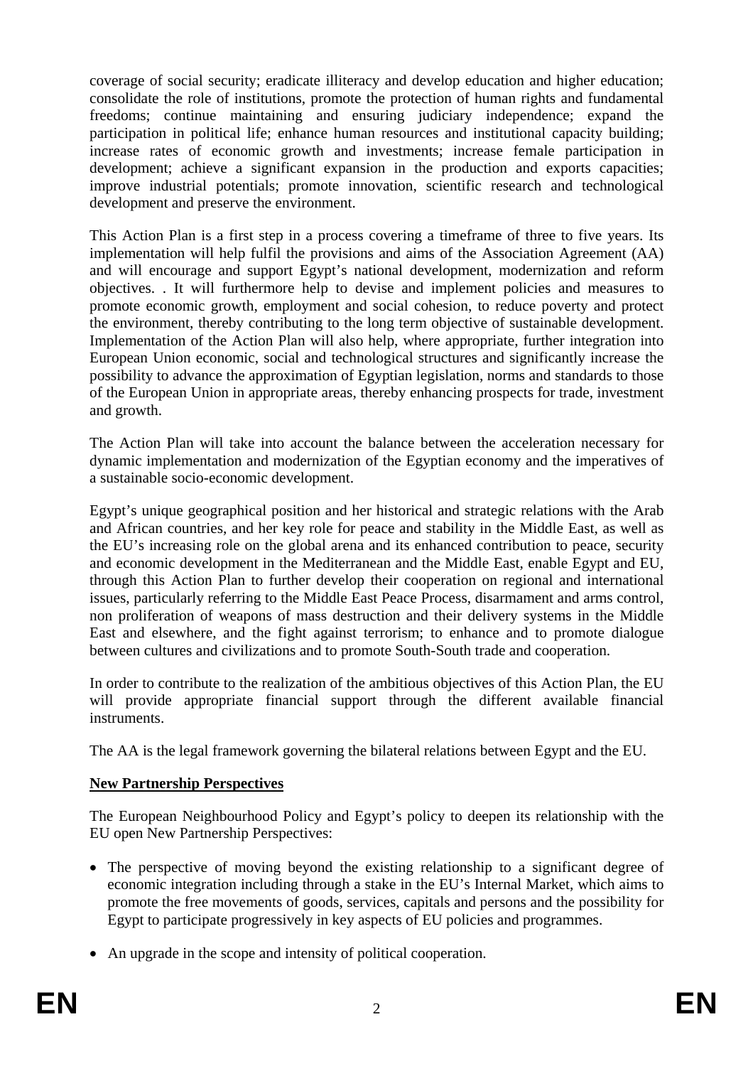coverage of social security; eradicate illiteracy and develop education and higher education; consolidate the role of institutions, promote the protection of human rights and fundamental freedoms; continue maintaining and ensuring judiciary independence; expand the participation in political life; enhance human resources and institutional capacity building; increase rates of economic growth and investments; increase female participation in development; achieve a significant expansion in the production and exports capacities; improve industrial potentials; promote innovation, scientific research and technological development and preserve the environment.

This Action Plan is a first step in a process covering a timeframe of three to five years. Its implementation will help fulfil the provisions and aims of the Association Agreement (AA) and will encourage and support Egypt's national development, modernization and reform objectives. . It will furthermore help to devise and implement policies and measures to promote economic growth, employment and social cohesion, to reduce poverty and protect the environment, thereby contributing to the long term objective of sustainable development. Implementation of the Action Plan will also help, where appropriate, further integration into European Union economic, social and technological structures and significantly increase the possibility to advance the approximation of Egyptian legislation, norms and standards to those of the European Union in appropriate areas, thereby enhancing prospects for trade, investment and growth.

The Action Plan will take into account the balance between the acceleration necessary for dynamic implementation and modernization of the Egyptian economy and the imperatives of a sustainable socio-economic development.

Egypt's unique geographical position and her historical and strategic relations with the Arab and African countries, and her key role for peace and stability in the Middle East, as well as the EU's increasing role on the global arena and its enhanced contribution to peace, security and economic development in the Mediterranean and the Middle East, enable Egypt and EU, through this Action Plan to further develop their cooperation on regional and international issues, particularly referring to the Middle East Peace Process, disarmament and arms control, non proliferation of weapons of mass destruction and their delivery systems in the Middle East and elsewhere, and the fight against terrorism; to enhance and to promote dialogue between cultures and civilizations and to promote South-South trade and cooperation.

In order to contribute to the realization of the ambitious objectives of this Action Plan, the EU will provide appropriate financial support through the different available financial instruments.

The AA is the legal framework governing the bilateral relations between Egypt and the EU.

**New Partnership Perspectives**

The European Neighbourhood Policy and Egypt's policy to deepen its relationship with the EU open New Partnership Perspectives:

- The perspective of moving beyond the existing relationship to a significant degree of economic integration including through a stake in the EU's Internal Market, which aims to promote the free movements of goods, services, capitals and persons and the possibility for Egypt to participate progressively in key aspects of EU policies and programmes.
- An upgrade in the scope and intensity of political cooperation.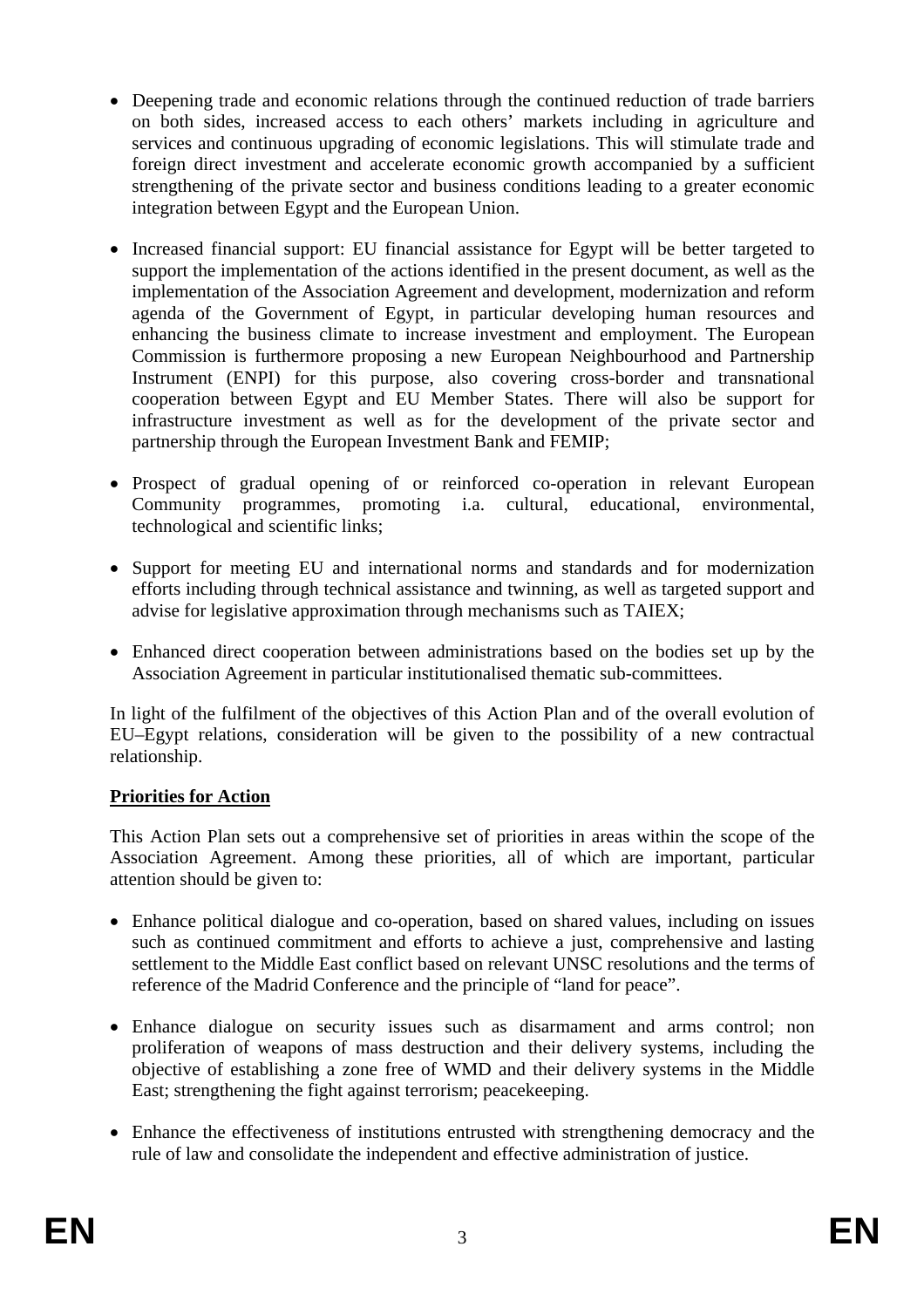- Deepening trade and economic relations through the continued reduction of trade barriers on both sides, increased access to each others' markets including in agriculture and services and continuous upgrading of economic legislations. This will stimulate trade and foreign direct investment and accelerate economic growth accompanied by a sufficient strengthening of the private sector and business conditions leading to a greater economic integration between Egypt and the European Union.

- Increased financial support: EU financial assistance for Egypt will be better targeted to support the implementation of the actions identified in the present document, as well as the implementation of the Association Agreement and development, modernization and reform agenda of the Government of Egypt, in particular developing human resources and enhancing the business climate to increase investment and employment. The European Commission is furthermore proposing a new European Neighbourhood and Partnership Instrument (ENPI) for this purpose, also covering cross-border and transnational cooperation between Egypt and EU Member States. There will also be support for infrastructure investment as well as for the development of the private sector and partnership through the European Investment Bank and FEMIP;

- Prospect of gradual opening of or reinforced co-operation in relevant European Community programmes, promoting i.a. cultural, educational, environmental, technological and scientific links;

- Support for meeting EU and international norms and standards and for modernization efforts including through technical assistance and twinning, as well as targeted support and advise for legislative approximation through mechanisms such as TAIEX;

- Enhanced direct cooperation between administrations based on the bodies set up by the Association Agreement in particular institutionalised thematic sub-committees.

In light of the fulfilment of the objectives of this Action Plan and of the overall evolution of EU–Egypt relations, consideration will be given to the possibility of a new contractual relationship.

**Priorities for Action**

This Action Plan sets out a comprehensive set of priorities in areas within the scope of the Association Agreement. Among these priorities, all of which are important, particular attention should be given to:

- Enhance political dialogue and co-operation, based on shared values, including on issues such as continued commitment and efforts to achieve a just, comprehensive and lasting settlement to the Middle East conflict based on relevant UNSC resolutions and the terms of reference of the Madrid Conference and the principle of "land for peace".

- Enhance dialogue on security issues such as disarmament and arms control; non proliferation of weapons of mass destruction and their delivery systems, including the objective of establishing a zone free of WMD and their delivery systems in the Middle East; strengthening the fight against terrorism; peacekeeping.

- Enhance the effectiveness of institutions entrusted with strengthening democracy and the rule of law and consolidate the independent and effective administration of justice.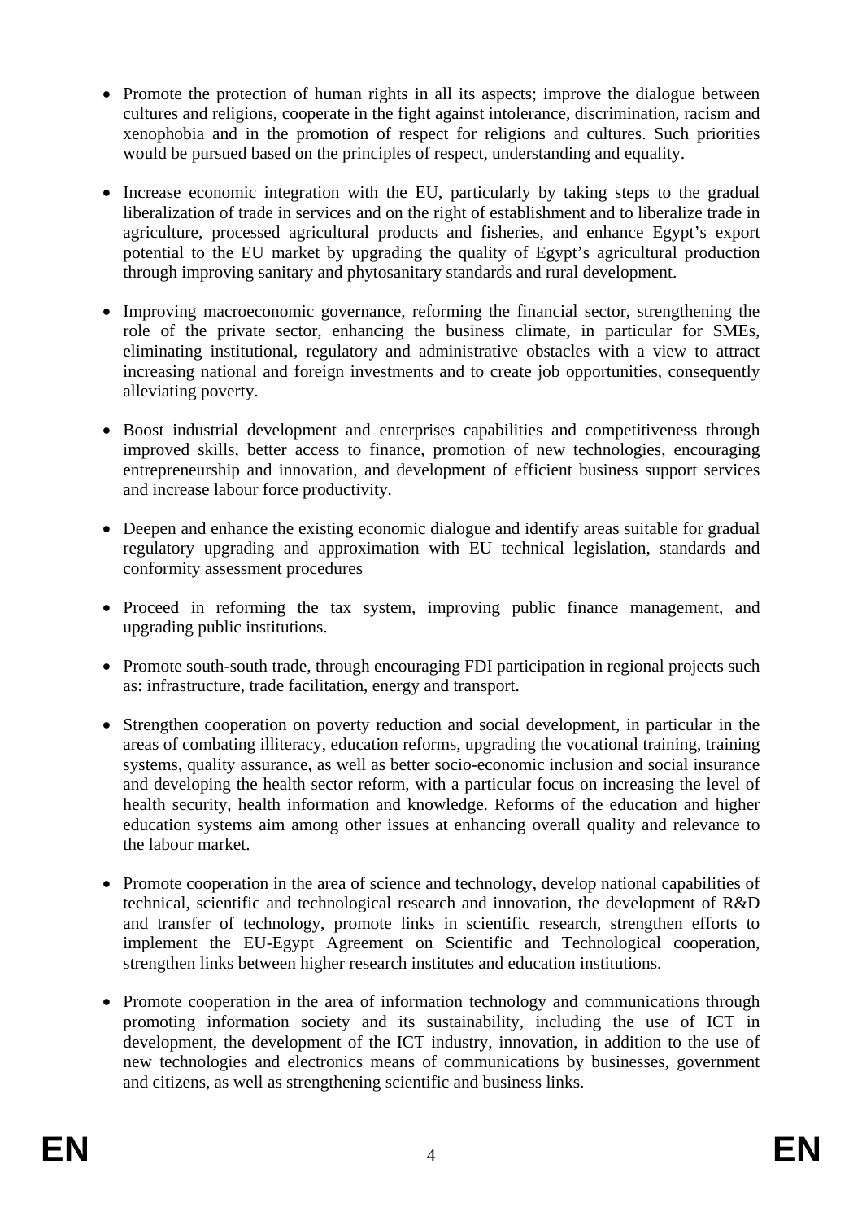- Promote the protection of human rights in all its aspects; improve the dialogue between cultures and religions, cooperate in the fight against intolerance, discrimination, racism and xenophobia and in the promotion of respect for religions and cultures. Such priorities would be pursued based on the principles of respect, understanding and equality.

- Increase economic integration with the EU, particularly by taking steps to the gradual liberalization of trade in services and on the right of establishment and to liberalize trade in agriculture, processed agricultural products and fisheries, and enhance Egypt's export potential to the EU market by upgrading the quality of Egypt's agricultural production through improving sanitary and phytosanitary standards and rural development.

- Improving macroeconomic governance, reforming the financial sector, strengthening the role of the private sector, enhancing the business climate, in particular for SMEs, eliminating institutional, regulatory and administrative obstacles with a view to attract increasing national and foreign investments and to create job opportunities, consequently alleviating poverty.

- Boost industrial development and enterprises capabilities and competitiveness through improved skills, better access to finance, promotion of new technologies, encouraging entrepreneurship and innovation, and development of efficient business support services and increase labour force productivity.

- Deepen and enhance the existing economic dialogue and identify areas suitable for gradual regulatory upgrading and approximation with EU technical legislation, standards and conformity assessment procedures

- Proceed in reforming the tax system, improving public finance management, and upgrading public institutions.

- Promote south-south trade, through encouraging FDI participation in regional projects such as: infrastructure, trade facilitation, energy and transport.

- Strengthen cooperation on poverty reduction and social development, in particular in the areas of combating illiteracy, education reforms, upgrading the vocational training, training systems, quality assurance, as well as better socio-economic inclusion and social insurance and developing the health sector reform, with a particular focus on increasing the level of health security, health information and knowledge. Reforms of the education and higher education systems aim among other issues at enhancing overall quality and relevance to the labour market.

- Promote cooperation in the area of science and technology, develop national capabilities of technical, scientific and technological research and innovation, the development of R&D and transfer of technology, promote links in scientific research, strengthen efforts to implement the EU-Egypt Agreement on Scientific and Technological cooperation, strengthen links between higher research institutes and education institutions.

- Promote cooperation in the area of information technology and communications through promoting information society and its sustainability, including the use of ICT in development, the development of the ICT industry, innovation, in addition to the use of new technologies and electronics means of communications by businesses, government and citizens, as well as strengthening scientific and business links.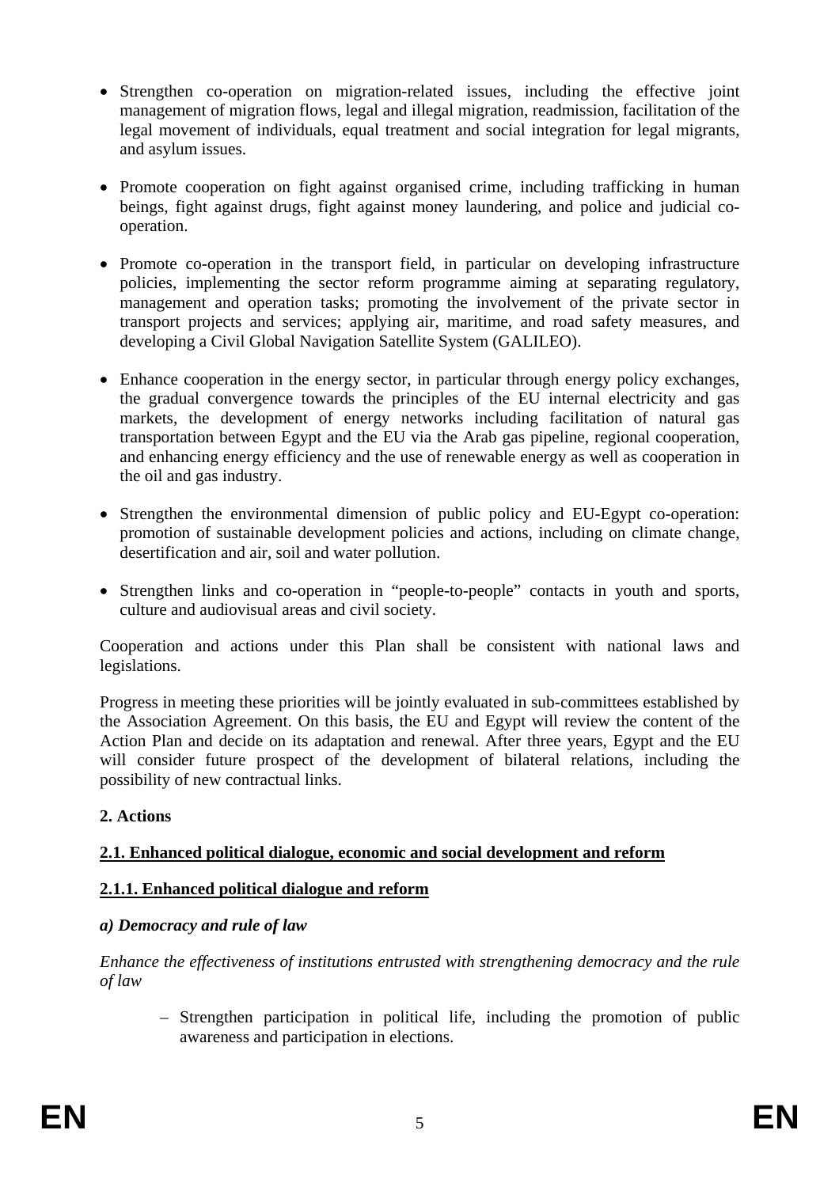- Strengthen co-operation on migration-related issues, including the effective joint management of migration flows, legal and illegal migration, readmission, facilitation of the legal movement of individuals, equal treatment and social integration for legal migrants, and asylum issues.

- Promote cooperation on fight against organised crime, including trafficking in human beings, fight against drugs, fight against money laundering, and police and judicial co-operation.

- Promote co-operation in the transport field, in particular on developing infrastructure policies, implementing the sector reform programme aiming at separating regulatory, management and operation tasks; promoting the involvement of the private sector in transport projects and services; applying air, maritime, and road safety measures, and developing a Civil Global Navigation Satellite System (GALILEO).

- Enhance cooperation in the energy sector, in particular through energy policy exchanges, the gradual convergence towards the principles of the EU internal electricity and gas markets, the development of energy networks including facilitation of natural gas transportation between Egypt and the EU via the Arab gas pipeline, regional cooperation, and enhancing energy efficiency and the use of renewable energy as well as cooperation in the oil and gas industry.

- Strengthen the environmental dimension of public policy and EU-Egypt co-operation: promotion of sustainable development policies and actions, including on climate change, desertification and air, soil and water pollution.

- Strengthen links and co-operation in "people-to-people" contacts in youth and sports, culture and audiovisual areas and civil society.

Cooperation and actions under this Plan shall be consistent with national laws and legislations.

Progress in meeting these priorities will be jointly evaluated in sub-committees established by the Association Agreement. On this basis, the EU and Egypt will review the content of the Action Plan and decide on its adaptation and renewal. After three years, Egypt and the EU will consider future prospect of the development of bilateral relations, including the possibility of new contractual links.

## 2. Actions

### 2.1. Enhanced political dialogue, economic and social development and reform

### 2.1.1. Enhanced political dialogue and reform

#### *a) Democracy and rule of law*

*Enhance the effectiveness of institutions entrusted with strengthening democracy and the rule of law*

– Strengthen participation in political life, including the promotion of public awareness and participation in elections.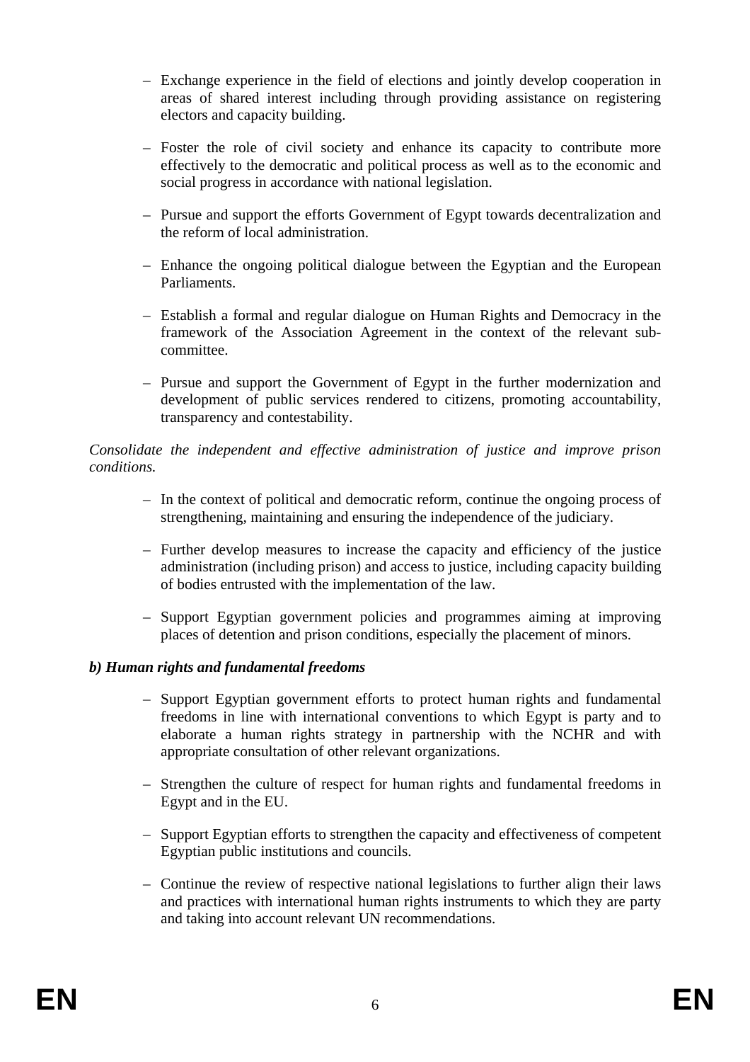- Exchange experience in the field of elections and jointly develop cooperation in areas of shared interest including through providing assistance on registering electors and capacity building.
- Foster the role of civil society and enhance its capacity to contribute more effectively to the democratic and political process as well as to the economic and social progress in accordance with national legislation.
- Pursue and support the efforts Government of Egypt towards decentralization and the reform of local administration.
- Enhance the ongoing political dialogue between the Egyptian and the European Parliaments.
- Establish a formal and regular dialogue on Human Rights and Democracy in the framework of the Association Agreement in the context of the relevant sub-committee.
- Pursue and support the Government of Egypt in the further modernization and development of public services rendered to citizens, promoting accountability, transparency and contestability.

*Consolidate the independent and effective administration of justice and improve prison conditions.*

- In the context of political and democratic reform, continue the ongoing process of strengthening, maintaining and ensuring the independence of the judiciary.
- Further develop measures to increase the capacity and efficiency of the justice administration (including prison) and access to justice, including capacity building of bodies entrusted with the implementation of the law.
- Support Egyptian government policies and programmes aiming at improving places of detention and prison conditions, especially the placement of minors.

***b) Human rights and fundamental freedoms***

- Support Egyptian government efforts to protect human rights and fundamental freedoms in line with international conventions to which Egypt is party and to elaborate a human rights strategy in partnership with the NCHR and with appropriate consultation of other relevant organizations.
- Strengthen the culture of respect for human rights and fundamental freedoms in Egypt and in the EU.
- Support Egyptian efforts to strengthen the capacity and effectiveness of competent Egyptian public institutions and councils.
- Continue the review of respective national legislations to further align their laws and practices with international human rights instruments to which they are party and taking into account relevant UN recommendations.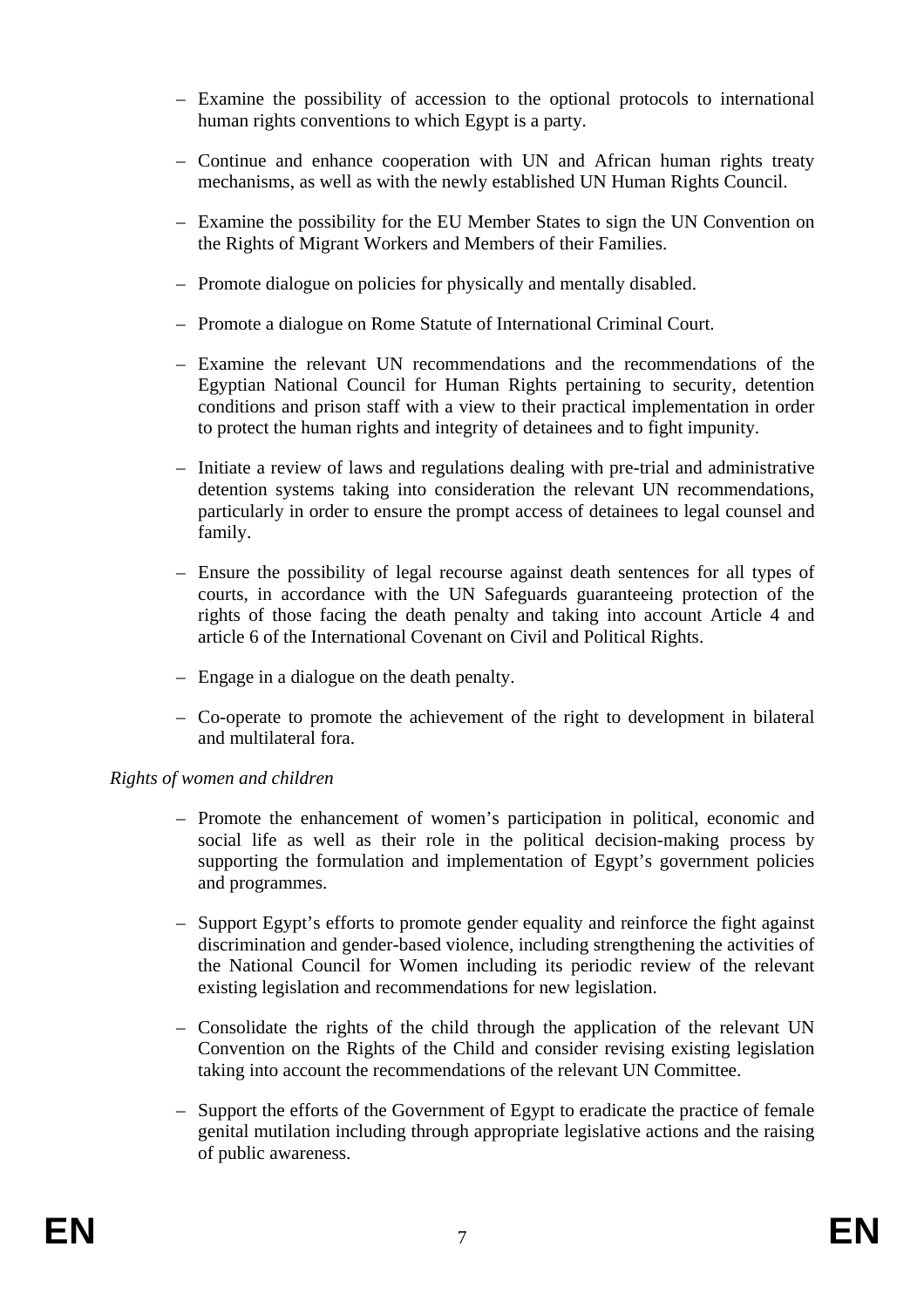- Examine the possibility of accession to the optional protocols to international human rights conventions to which Egypt is a party.

- Continue and enhance cooperation with UN and African human rights treaty mechanisms, as well as with the newly established UN Human Rights Council.

- Examine the possibility for the EU Member States to sign the UN Convention on the Rights of Migrant Workers and Members of their Families.

- Promote dialogue on policies for physically and mentally disabled.

- Promote a dialogue on Rome Statute of International Criminal Court.

- Examine the relevant UN recommendations and the recommendations of the Egyptian National Council for Human Rights pertaining to security, detention conditions and prison staff with a view to their practical implementation in order to protect the human rights and integrity of detainees and to fight impunity.

- Initiate a review of laws and regulations dealing with pre-trial and administrative detention systems taking into consideration the relevant UN recommendations, particularly in order to ensure the prompt access of detainees to legal counsel and family.

- Ensure the possibility of legal recourse against death sentences for all types of courts, in accordance with the UN Safeguards guaranteeing protection of the rights of those facing the death penalty and taking into account Article 4 and article 6 of the International Covenant on Civil and Political Rights.

- Engage in a dialogue on the death penalty.

- Co-operate to promote the achievement of the right to development in bilateral and multilateral fora.

*Rights of women and children*

- Promote the enhancement of women's participation in political, economic and social life as well as their role in the political decision-making process by supporting the formulation and implementation of Egypt's government policies and programmes.

- Support Egypt's efforts to promote gender equality and reinforce the fight against discrimination and gender-based violence, including strengthening the activities of the National Council for Women including its periodic review of the relevant existing legislation and recommendations for new legislation.

- Consolidate the rights of the child through the application of the relevant UN Convention on the Rights of the Child and consider revising existing legislation taking into account the recommendations of the relevant UN Committee.

- Support the efforts of the Government of Egypt to eradicate the practice of female genital mutilation including through appropriate legislative actions and the raising of public awareness.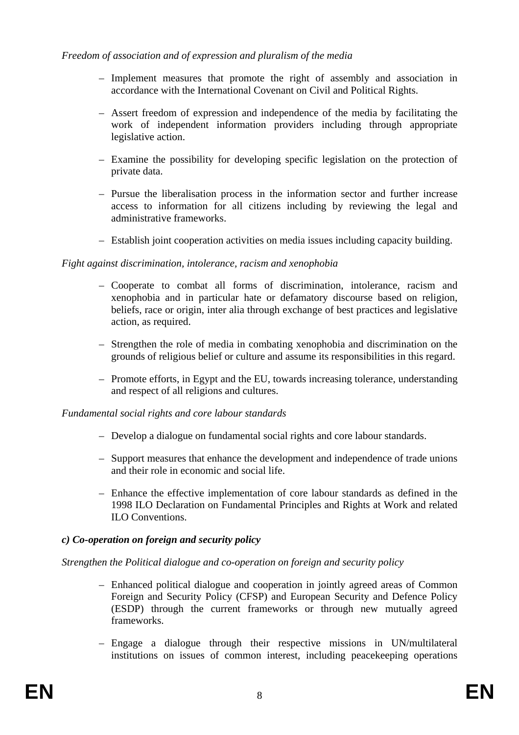*Freedom of association and of expression and pluralism of the media*

- Implement measures that promote the right of assembly and association in accordance with the International Covenant on Civil and Political Rights.
- Assert freedom of expression and independence of the media by facilitating the work of independent information providers including through appropriate legislative action.
- Examine the possibility for developing specific legislation on the protection of private data.
- Pursue the liberalisation process in the information sector and further increase access to information for all citizens including by reviewing the legal and administrative frameworks.
- Establish joint cooperation activities on media issues including capacity building.

*Fight against discrimination, intolerance, racism and xenophobia*

- Cooperate to combat all forms of discrimination, intolerance, racism and xenophobia and in particular hate or defamatory discourse based on religion, beliefs, race or origin, inter alia through exchange of best practices and legislative action, as required.
- Strengthen the role of media in combating xenophobia and discrimination on the grounds of religious belief or culture and assume its responsibilities in this regard.
- Promote efforts, in Egypt and the EU, towards increasing tolerance, understanding and respect of all religions and cultures.

*Fundamental social rights and core labour standards*

- Develop a dialogue on fundamental social rights and core labour standards.
- Support measures that enhance the development and independence of trade unions and their role in economic and social life.
- Enhance the effective implementation of core labour standards as defined in the 1998 ILO Declaration on Fundamental Principles and Rights at Work and related ILO Conventions.

***c) Co-operation on foreign and security policy***

*Strengthen the Political dialogue and co-operation on foreign and security policy*

- Enhanced political dialogue and cooperation in jointly agreed areas of Common Foreign and Security Policy (CFSP) and European Security and Defence Policy (ESDP) through the current frameworks or through new mutually agreed frameworks.
- Engage a dialogue through their respective missions in UN/multilateral institutions on issues of common interest, including peacekeeping operations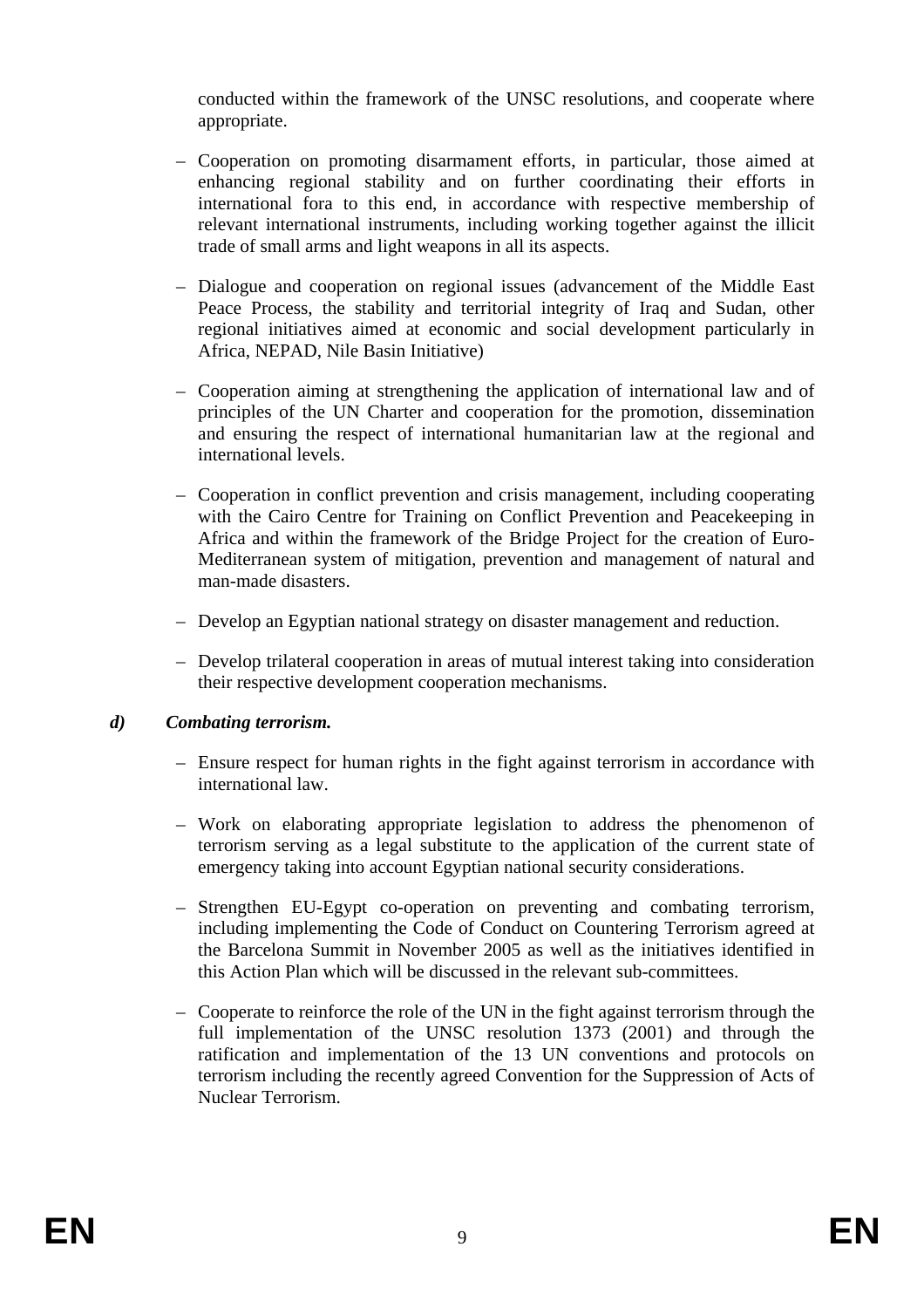conducted within the framework of the UNSC resolutions, and cooperate where appropriate.

- Cooperation on promoting disarmament efforts, in particular, those aimed at enhancing regional stability and on further coordinating their efforts in international fora to this end, in accordance with respective membership of relevant international instruments, including working together against the illicit trade of small arms and light weapons in all its aspects.
- Dialogue and cooperation on regional issues (advancement of the Middle East Peace Process, the stability and territorial integrity of Iraq and Sudan, other regional initiatives aimed at economic and social development particularly in Africa, NEPAD, Nile Basin Initiative)
- Cooperation aiming at strengthening the application of international law and of principles of the UN Charter and cooperation for the promotion, dissemination and ensuring the respect of international humanitarian law at the regional and international levels.
- Cooperation in conflict prevention and crisis management, including cooperating with the Cairo Centre for Training on Conflict Prevention and Peacekeeping in Africa and within the framework of the Bridge Project for the creation of Euro-Mediterranean system of mitigation, prevention and management of natural and man-made disasters.
- Develop an Egyptian national strategy on disaster management and reduction.
- Develop trilateral cooperation in areas of mutual interest taking into consideration their respective development cooperation mechanisms.

***d) Combating terrorism.***

- Ensure respect for human rights in the fight against terrorism in accordance with international law.
- Work on elaborating appropriate legislation to address the phenomenon of terrorism serving as a legal substitute to the application of the current state of emergency taking into account Egyptian national security considerations.
- Strengthen EU-Egypt co-operation on preventing and combating terrorism, including implementing the Code of Conduct on Countering Terrorism agreed at the Barcelona Summit in November 2005 as well as the initiatives identified in this Action Plan which will be discussed in the relevant sub-committees.
- Cooperate to reinforce the role of the UN in the fight against terrorism through the full implementation of the UNSC resolution 1373 (2001) and through the ratification and implementation of the 13 UN conventions and protocols on terrorism including the recently agreed Convention for the Suppression of Acts of Nuclear Terrorism.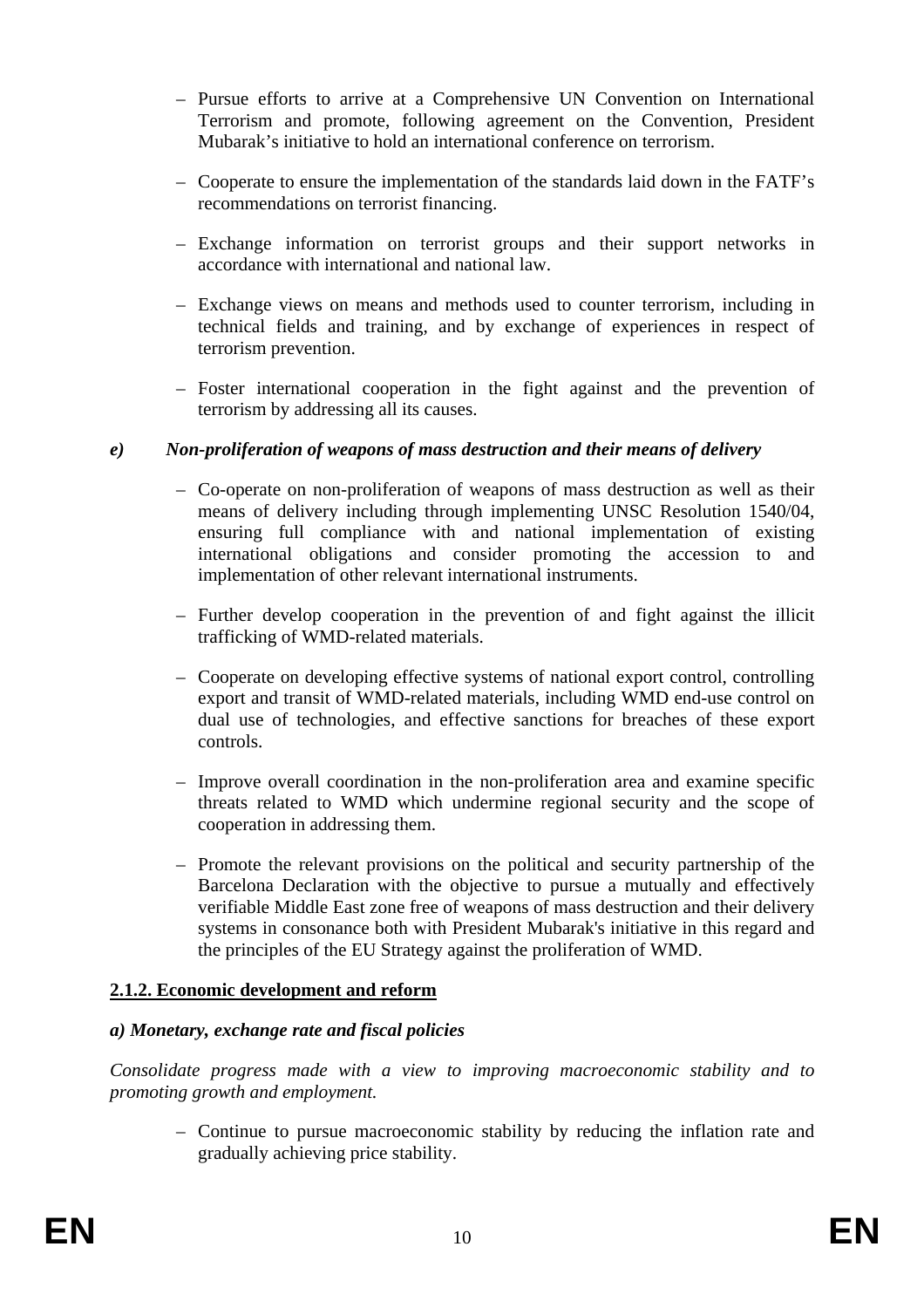- Pursue efforts to arrive at a Comprehensive UN Convention on International Terrorism and promote, following agreement on the Convention, President Mubarak's initiative to hold an international conference on terrorism.
- Cooperate to ensure the implementation of the standards laid down in the FATF's recommendations on terrorist financing.
- Exchange information on terrorist groups and their support networks in accordance with international and national law.
- Exchange views on means and methods used to counter terrorism, including in technical fields and training, and by exchange of experiences in respect of terrorism prevention.
- Foster international cooperation in the fight against and the prevention of terrorism by addressing all its causes.

### *e) Non-proliferation of weapons of mass destruction and their means of delivery*

- Co-operate on non-proliferation of weapons of mass destruction as well as their means of delivery including through implementing UNSC Resolution 1540/04, ensuring full compliance with and national implementation of existing international obligations and consider promoting the accession to and implementation of other relevant international instruments.
- Further develop cooperation in the prevention of and fight against the illicit trafficking of WMD-related materials.
- Cooperate on developing effective systems of national export control, controlling export and transit of WMD-related materials, including WMD end-use control on dual use of technologies, and effective sanctions for breaches of these export controls.
- Improve overall coordination in the non-proliferation area and examine specific threats related to WMD which undermine regional security and the scope of cooperation in addressing them.
- Promote the relevant provisions on the political and security partnership of the Barcelona Declaration with the objective to pursue a mutually and effectively verifiable Middle East zone free of weapons of mass destruction and their delivery systems in consonance both with President Mubarak's initiative in this regard and the principles of the EU Strategy against the proliferation of WMD.

## **2.1.2. Economic development and reform**

### *a) Monetary, exchange rate and fiscal policies*

*Consolidate progress made with a view to improving macroeconomic stability and to promoting growth and employment.*

- Continue to pursue macroeconomic stability by reducing the inflation rate and gradually achieving price stability.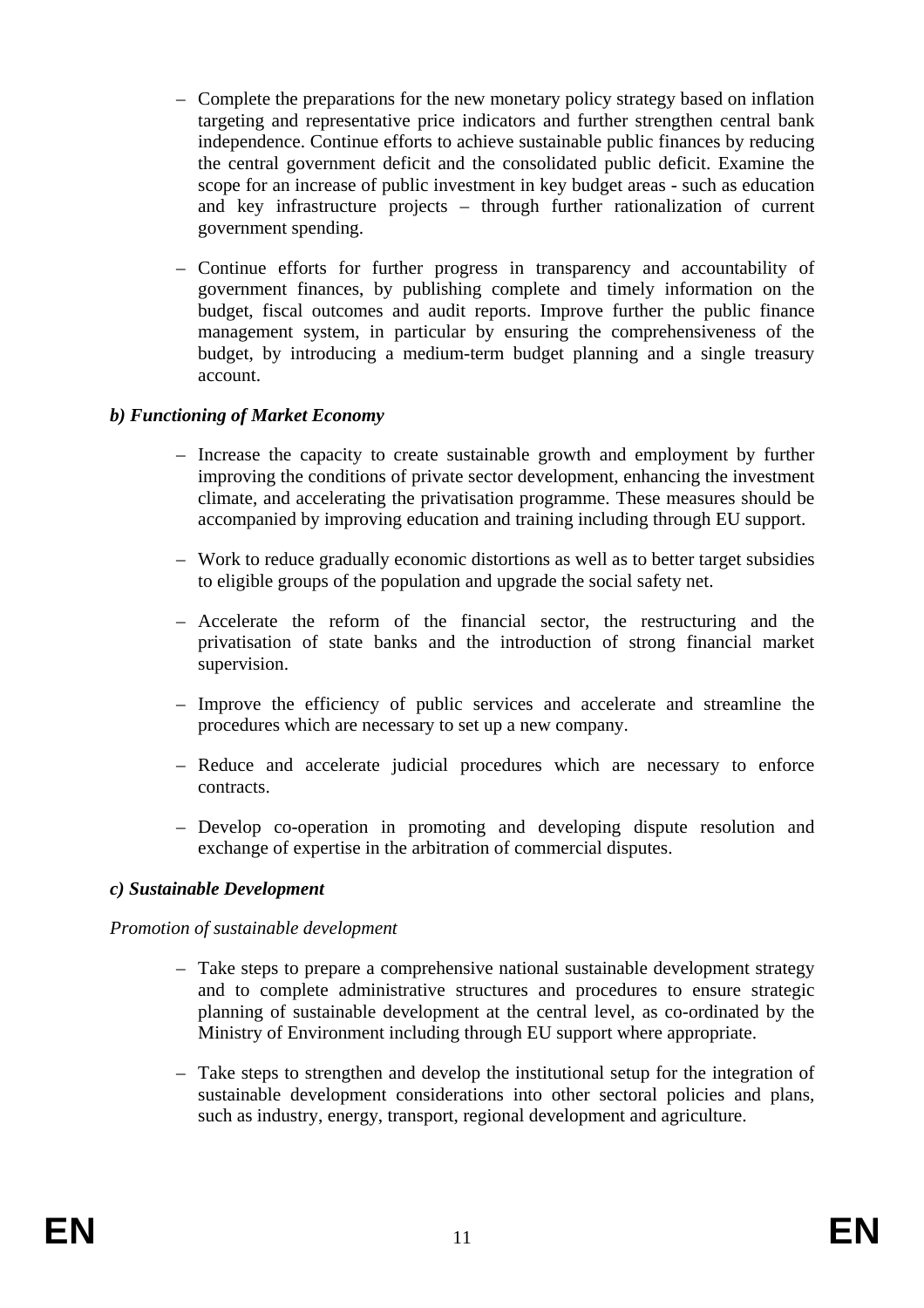- Complete the preparations for the new monetary policy strategy based on inflation targeting and representative price indicators and further strengthen central bank independence. Continue efforts to achieve sustainable public finances by reducing the central government deficit and the consolidated public deficit. Examine the scope for an increase of public investment in key budget areas - such as education and key infrastructure projects – through further rationalization of current government spending.

- Continue efforts for further progress in transparency and accountability of government finances, by publishing complete and timely information on the budget, fiscal outcomes and audit reports. Improve further the public finance management system, in particular by ensuring the comprehensiveness of the budget, by introducing a medium-term budget planning and a single treasury account.

### *b) Functioning of Market Economy*

- Increase the capacity to create sustainable growth and employment by further improving the conditions of private sector development, enhancing the investment climate, and accelerating the privatisation programme. These measures should be accompanied by improving education and training including through EU support.

- Work to reduce gradually economic distortions as well as to better target subsidies to eligible groups of the population and upgrade the social safety net.

- Accelerate the reform of the financial sector, the restructuring and the privatisation of state banks and the introduction of strong financial market supervision.

- Improve the efficiency of public services and accelerate and streamline the procedures which are necessary to set up a new company.

- Reduce and accelerate judicial procedures which are necessary to enforce contracts.

- Develop co-operation in promoting and developing dispute resolution and exchange of expertise in the arbitration of commercial disputes.

### *c) Sustainable Development*

*Promotion of sustainable development*

- Take steps to prepare a comprehensive national sustainable development strategy and to complete administrative structures and procedures to ensure strategic planning of sustainable development at the central level, as co-ordinated by the Ministry of Environment including through EU support where appropriate.

- Take steps to strengthen and develop the institutional setup for the integration of sustainable development considerations into other sectoral policies and plans, such as industry, energy, transport, regional development and agriculture.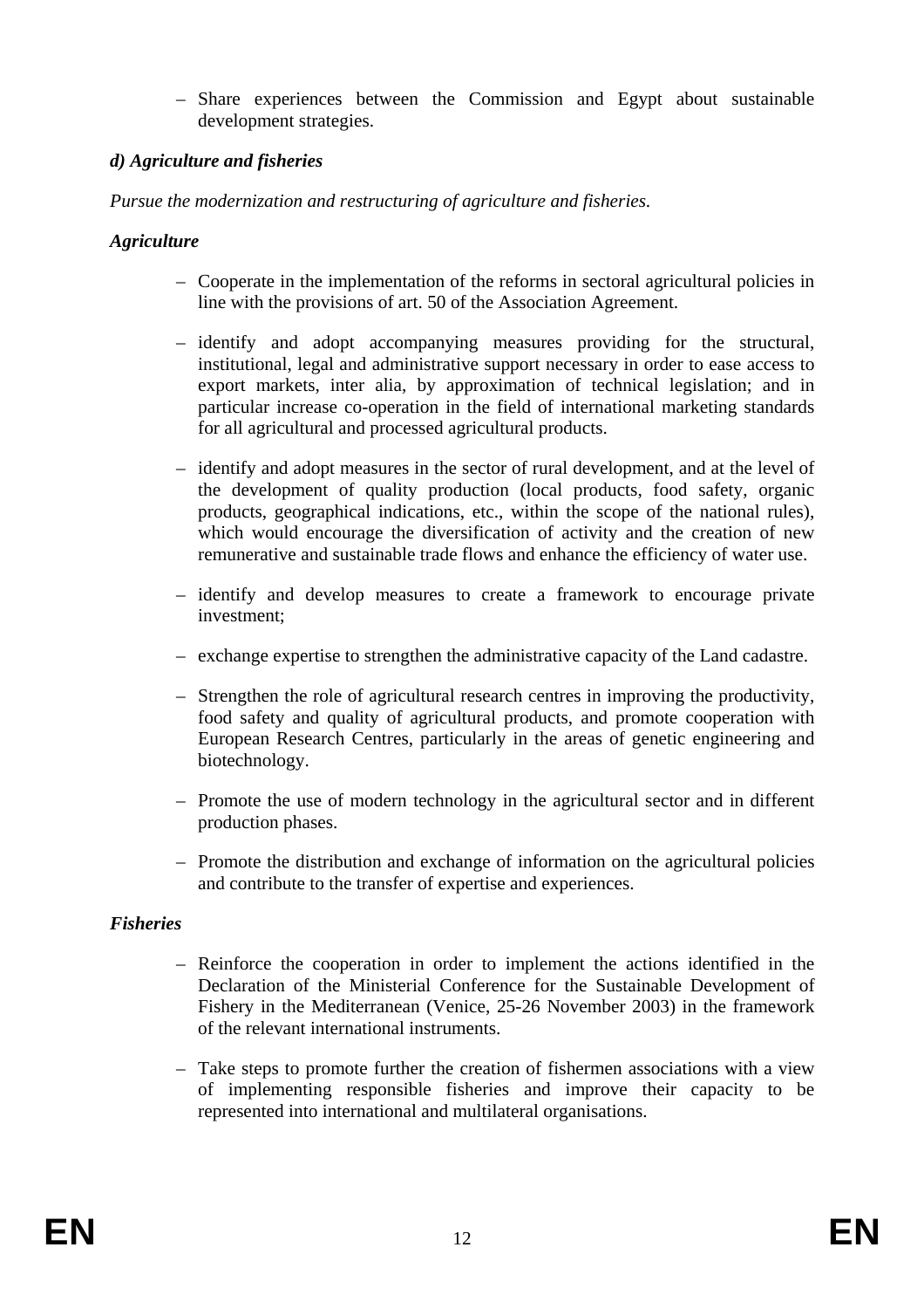- Share experiences between the Commission and Egypt about sustainable development strategies.

***d) Agriculture and fisheries***

*Pursue the modernization and restructuring of agriculture and fisheries.*

***Agriculture***

- Cooperate in the implementation of the reforms in sectoral agricultural policies in line with the provisions of art. 50 of the Association Agreement.
- identify and adopt accompanying measures providing for the structural, institutional, legal and administrative support necessary in order to ease access to export markets, inter alia, by approximation of technical legislation; and in particular increase co-operation in the field of international marketing standards for all agricultural and processed agricultural products.
- identify and adopt measures in the sector of rural development, and at the level of the development of quality production (local products, food safety, organic products, geographical indications, etc., within the scope of the national rules), which would encourage the diversification of activity and the creation of new remunerative and sustainable trade flows and enhance the efficiency of water use.
- identify and develop measures to create a framework to encourage private investment;
- exchange expertise to strengthen the administrative capacity of the Land cadastre.
- Strengthen the role of agricultural research centres in improving the productivity, food safety and quality of agricultural products, and promote cooperation with European Research Centres, particularly in the areas of genetic engineering and biotechnology.
- Promote the use of modern technology in the agricultural sector and in different production phases.
- Promote the distribution and exchange of information on the agricultural policies and contribute to the transfer of expertise and experiences.

***Fisheries***

- Reinforce the cooperation in order to implement the actions identified in the Declaration of the Ministerial Conference for the Sustainable Development of Fishery in the Mediterranean (Venice, 25-26 November 2003) in the framework of the relevant international instruments.
- Take steps to promote further the creation of fishermen associations with a view of implementing responsible fisheries and improve their capacity to be represented into international and multilateral organisations.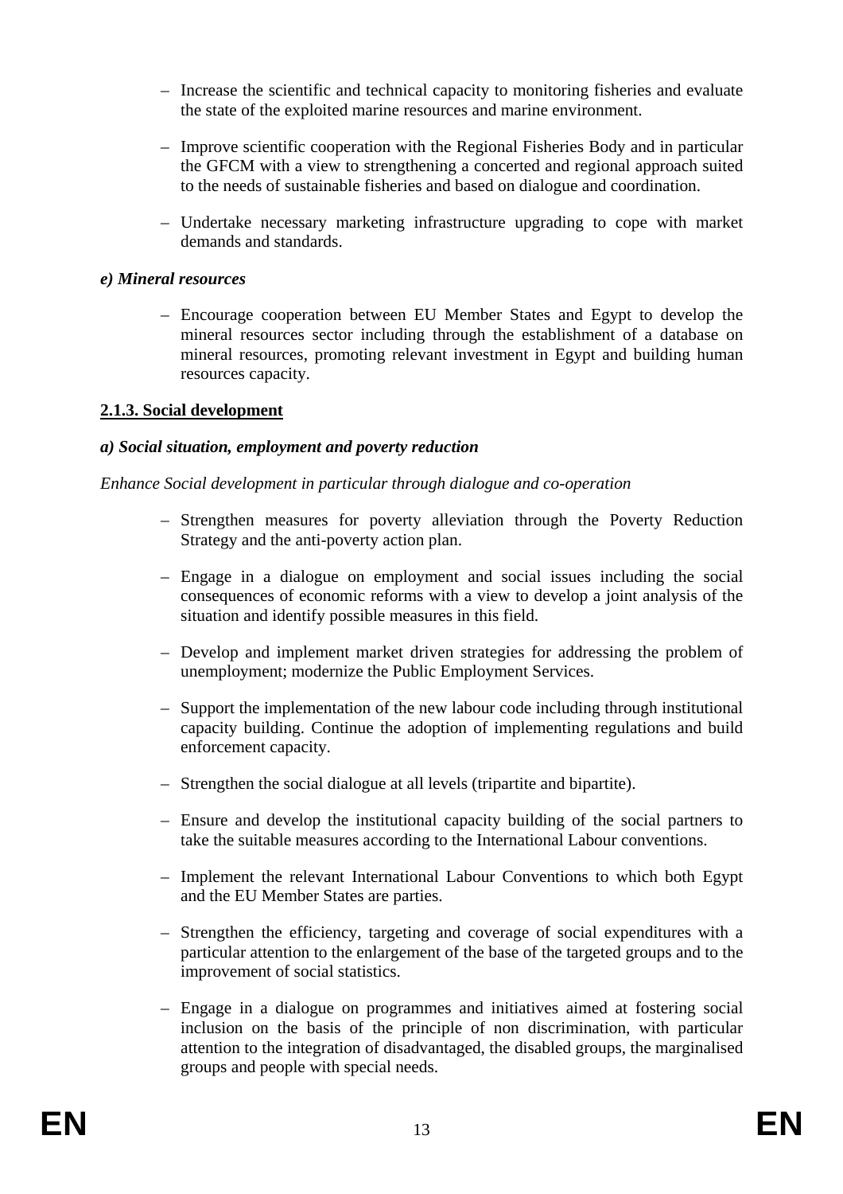- Increase the scientific and technical capacity to monitoring fisheries and evaluate the state of the exploited marine resources and marine environment.

- Improve scientific cooperation with the Regional Fisheries Body and in particular the GFCM with a view to strengthening a concerted and regional approach suited to the needs of sustainable fisheries and based on dialogue and coordination.

- Undertake necessary marketing infrastructure upgrading to cope with market demands and standards.

***e) Mineral resources***

- Encourage cooperation between EU Member States and Egypt to develop the mineral resources sector including through the establishment of a database on mineral resources, promoting relevant investment in Egypt and building human resources capacity.

#### <u>2.1.3. Social development</u>

***a) Social situation, employment and poverty reduction***

*Enhance Social development in particular through dialogue and co-operation*

- Strengthen measures for poverty alleviation through the Poverty Reduction Strategy and the anti-poverty action plan.

- Engage in a dialogue on employment and social issues including the social consequences of economic reforms with a view to develop a joint analysis of the situation and identify possible measures in this field.

- Develop and implement market driven strategies for addressing the problem of unemployment; modernize the Public Employment Services.

- Support the implementation of the new labour code including through institutional capacity building. Continue the adoption of implementing regulations and build enforcement capacity.

- Strengthen the social dialogue at all levels (tripartite and bipartite).

- Ensure and develop the institutional capacity building of the social partners to take the suitable measures according to the International Labour conventions.

- Implement the relevant International Labour Conventions to which both Egypt and the EU Member States are parties.

- Strengthen the efficiency, targeting and coverage of social expenditures with a particular attention to the enlargement of the base of the targeted groups and to the improvement of social statistics.

- Engage in a dialogue on programmes and initiatives aimed at fostering social inclusion on the basis of the principle of non discrimination, with particular attention to the integration of disadvantaged, the disabled groups, the marginalised groups and people with special needs.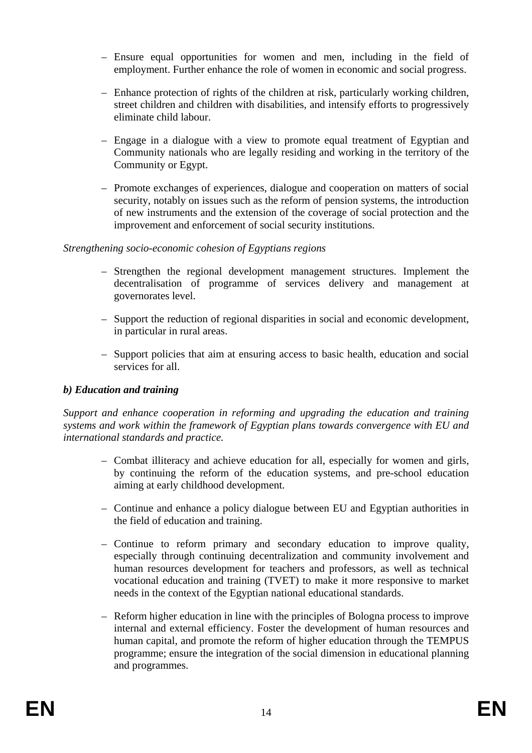- Ensure equal opportunities for women and men, including in the field of employment. Further enhance the role of women in economic and social progress.
- Enhance protection of rights of the children at risk, particularly working children, street children and children with disabilities, and intensify efforts to progressively eliminate child labour.
- Engage in a dialogue with a view to promote equal treatment of Egyptian and Community nationals who are legally residing and working in the territory of the Community or Egypt.
- Promote exchanges of experiences, dialogue and cooperation on matters of social security, notably on issues such as the reform of pension systems, the introduction of new instruments and the extension of the coverage of social protection and the improvement and enforcement of social security institutions.

*Strengthening socio-economic cohesion of Egyptians regions*

- Strengthen the regional development management structures. Implement the decentralisation of programme of services delivery and management at governorates level.
- Support the reduction of regional disparities in social and economic development, in particular in rural areas.
- Support policies that aim at ensuring access to basic health, education and social services for all.

***b) Education and training***

*Support and enhance cooperation in reforming and upgrading the education and training systems and work within the framework of Egyptian plans towards convergence with EU and international standards and practice.*

- Combat illiteracy and achieve education for all, especially for women and girls, by continuing the reform of the education systems, and pre-school education aiming at early childhood development.
- Continue and enhance a policy dialogue between EU and Egyptian authorities in the field of education and training.
- Continue to reform primary and secondary education to improve quality, especially through continuing decentralization and community involvement and human resources development for teachers and professors, as well as technical vocational education and training (TVET) to make it more responsive to market needs in the context of the Egyptian national educational standards.
- Reform higher education in line with the principles of Bologna process to improve internal and external efficiency. Foster the development of human resources and human capital, and promote the reform of higher education through the TEMPUS programme; ensure the integration of the social dimension in educational planning and programmes.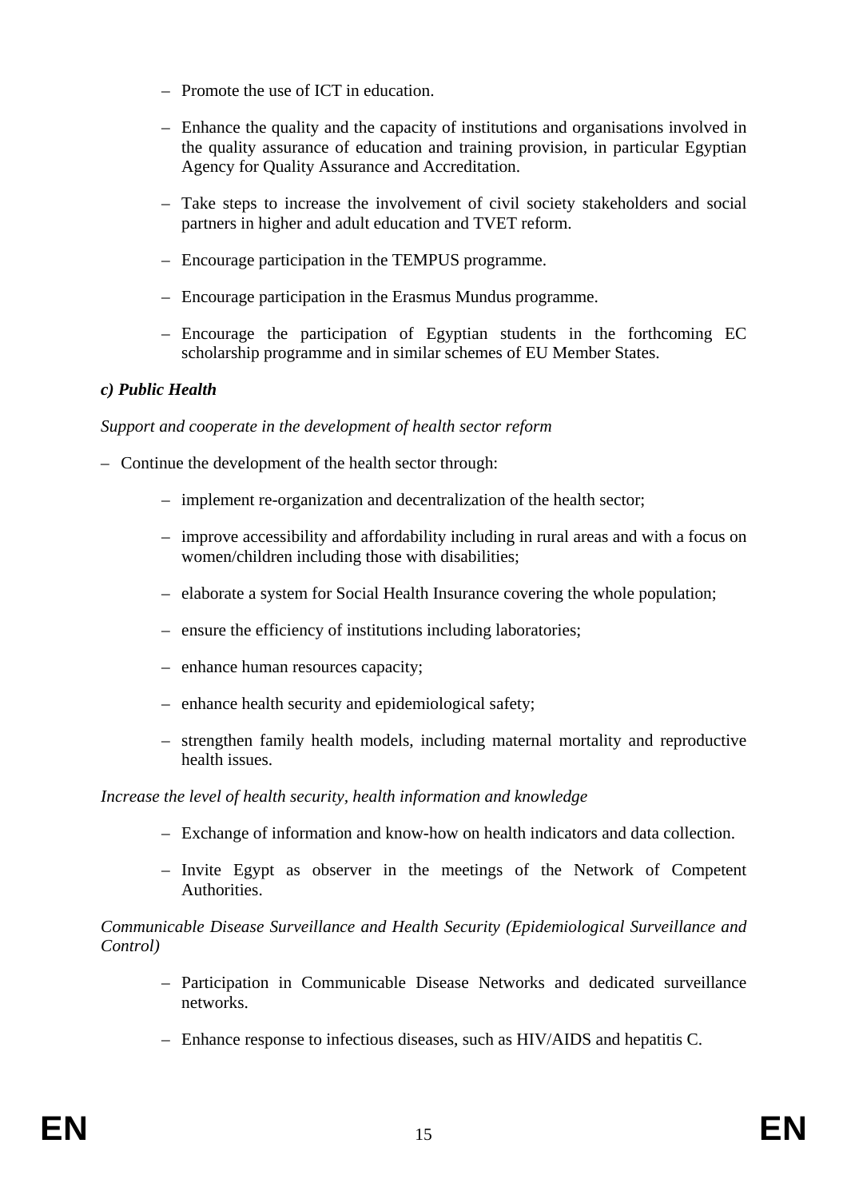- Promote the use of ICT in education.
- Enhance the quality and the capacity of institutions and organisations involved in the quality assurance of education and training provision, in particular Egyptian Agency for Quality Assurance and Accreditation.
- Take steps to increase the involvement of civil society stakeholders and social partners in higher and adult education and TVET reform.
- Encourage participation in the TEMPUS programme.
- Encourage participation in the Erasmus Mundus programme.
- Encourage the participation of Egyptian students in the forthcoming EC scholarship programme and in similar schemes of EU Member States.

***c) Public Health***

*Support and cooperate in the development of health sector reform*

- Continue the development of the health sector through:
  - implement re-organization and decentralization of the health sector;
  - improve accessibility and affordability including in rural areas and with a focus on women/children including those with disabilities;
  - elaborate a system for Social Health Insurance covering the whole population;
  - ensure the efficiency of institutions including laboratories;
  - enhance human resources capacity;
  - enhance health security and epidemiological safety;
  - strengthen family health models, including maternal mortality and reproductive health issues.

*Increase the level of health security, health information and knowledge*

- Exchange of information and know-how on health indicators and data collection.
- Invite Egypt as observer in the meetings of the Network of Competent Authorities.

*Communicable Disease Surveillance and Health Security (Epidemiological Surveillance and Control)*

- Participation in Communicable Disease Networks and dedicated surveillance networks.
- Enhance response to infectious diseases, such as HIV/AIDS and hepatitis C.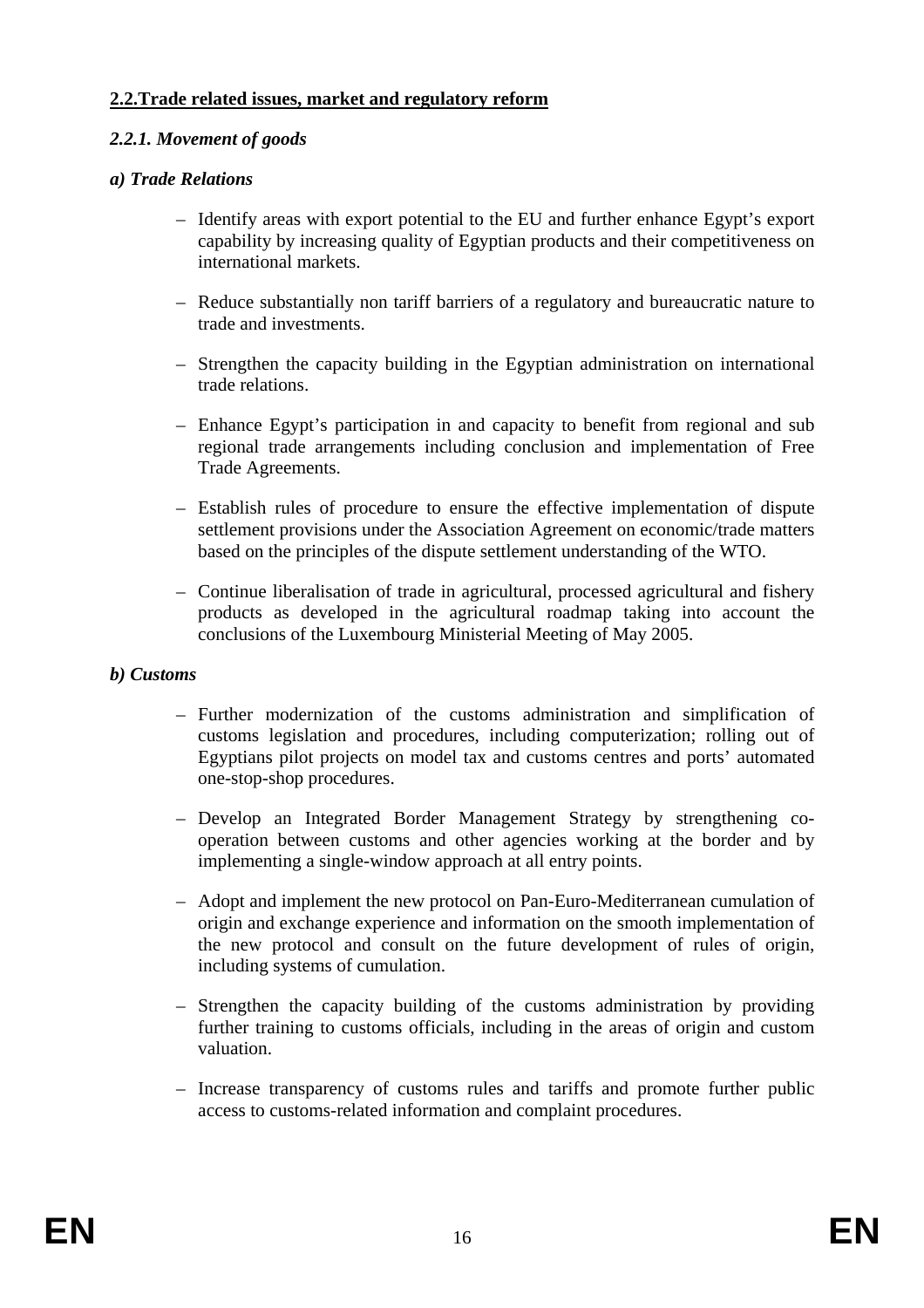## 2.2. Trade related issues, market and regulatory reform

### *2.2.1. Movement of goods*

#### *a) Trade Relations*

- Identify areas with export potential to the EU and further enhance Egypt's export capability by increasing quality of Egyptian products and their competitiveness on international markets.
- Reduce substantially non tariff barriers of a regulatory and bureaucratic nature to trade and investments.
- Strengthen the capacity building in the Egyptian administration on international trade relations.
- Enhance Egypt's participation in and capacity to benefit from regional and sub regional trade arrangements including conclusion and implementation of Free Trade Agreements.
- Establish rules of procedure to ensure the effective implementation of dispute settlement provisions under the Association Agreement on economic/trade matters based on the principles of the dispute settlement understanding of the WTO.
- Continue liberalisation of trade in agricultural, processed agricultural and fishery products as developed in the agricultural roadmap taking into account the conclusions of the Luxembourg Ministerial Meeting of May 2005.

#### *b) Customs*

- Further modernization of the customs administration and simplification of customs legislation and procedures, including computerization; rolling out of Egyptians pilot projects on model tax and customs centres and ports' automated one-stop-shop procedures.
- Develop an Integrated Border Management Strategy by strengthening co-operation between customs and other agencies working at the border and by implementing a single-window approach at all entry points.
- Adopt and implement the new protocol on Pan-Euro-Mediterranean cumulation of origin and exchange experience and information on the smooth implementation of the new protocol and consult on the future development of rules of origin, including systems of cumulation.
- Strengthen the capacity building of the customs administration by providing further training to customs officials, including in the areas of origin and custom valuation.
- Increase transparency of customs rules and tariffs and promote further public access to customs-related information and complaint procedures.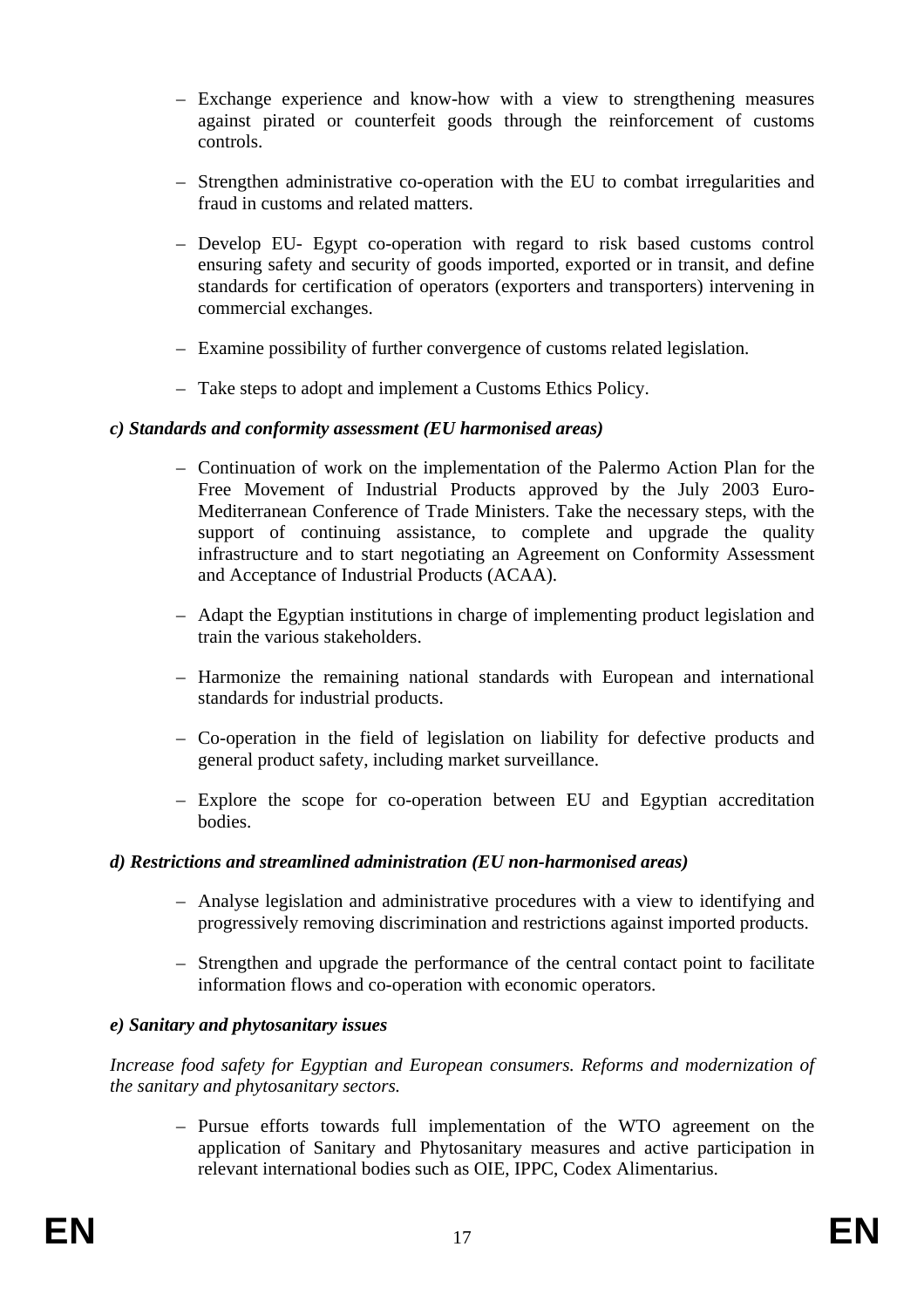- Exchange experience and know-how with a view to strengthening measures against pirated or counterfeit goods through the reinforcement of customs controls.
- Strengthen administrative co-operation with the EU to combat irregularities and fraud in customs and related matters.
- Develop EU- Egypt co-operation with regard to risk based customs control ensuring safety and security of goods imported, exported or in transit, and define standards for certification of operators (exporters and transporters) intervening in commercial exchanges.
- Examine possibility of further convergence of customs related legislation.
- Take steps to adopt and implement a Customs Ethics Policy.

***c) Standards and conformity assessment (EU harmonised areas)***

- Continuation of work on the implementation of the Palermo Action Plan for the Free Movement of Industrial Products approved by the July 2003 Euro-Mediterranean Conference of Trade Ministers. Take the necessary steps, with the support of continuing assistance, to complete and upgrade the quality infrastructure and to start negotiating an Agreement on Conformity Assessment and Acceptance of Industrial Products (ACAA).
- Adapt the Egyptian institutions in charge of implementing product legislation and train the various stakeholders.
- Harmonize the remaining national standards with European and international standards for industrial products.
- Co-operation in the field of legislation on liability for defective products and general product safety, including market surveillance.
- Explore the scope for co-operation between EU and Egyptian accreditation bodies.

***d) Restrictions and streamlined administration (EU non-harmonised areas)***

- Analyse legislation and administrative procedures with a view to identifying and progressively removing discrimination and restrictions against imported products.
- Strengthen and upgrade the performance of the central contact point to facilitate information flows and co-operation with economic operators.

***e) Sanitary and phytosanitary issues***

*Increase food safety for Egyptian and European consumers. Reforms and modernization of the sanitary and phytosanitary sectors.*

- Pursue efforts towards full implementation of the WTO agreement on the application of Sanitary and Phytosanitary measures and active participation in relevant international bodies such as OIE, IPPC, Codex Alimentarius.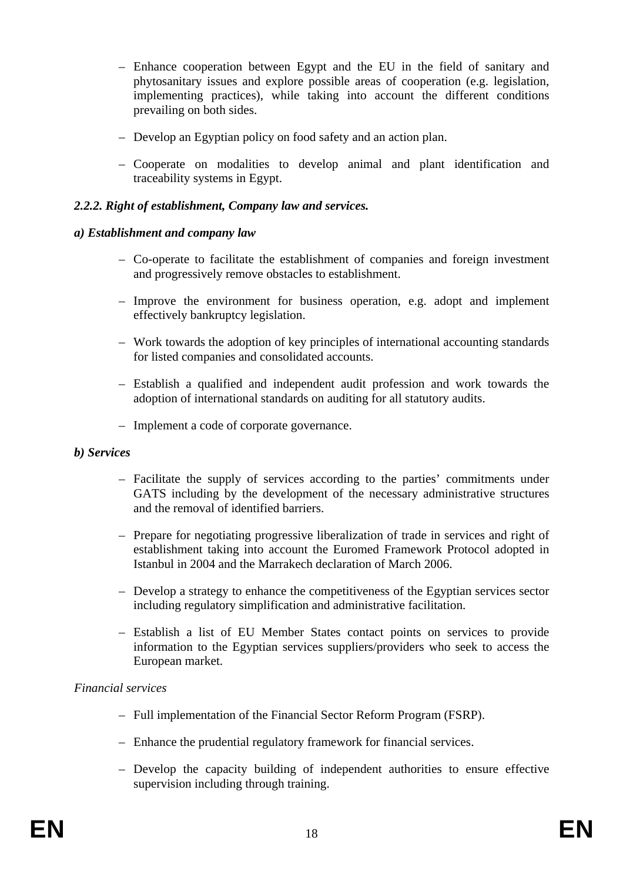- Enhance cooperation between Egypt and the EU in the field of sanitary and phytosanitary issues and explore possible areas of cooperation (e.g. legislation, implementing practices), while taking into account the different conditions prevailing on both sides.

- Develop an Egyptian policy on food safety and an action plan.

- Cooperate on modalities to develop animal and plant identification and traceability systems in Egypt.

### *2.2.2. Right of establishment, Company law and services.*

#### *a) Establishment and company law*

- Co-operate to facilitate the establishment of companies and foreign investment and progressively remove obstacles to establishment.

- Improve the environment for business operation, e.g. adopt and implement effectively bankruptcy legislation.

- Work towards the adoption of key principles of international accounting standards for listed companies and consolidated accounts.

- Establish a qualified and independent audit profession and work towards the adoption of international standards on auditing for all statutory audits.

- Implement a code of corporate governance.

#### *b) Services*

- Facilitate the supply of services according to the parties' commitments under GATS including by the development of the necessary administrative structures and the removal of identified barriers.

- Prepare for negotiating progressive liberalization of trade in services and right of establishment taking into account the Euromed Framework Protocol adopted in Istanbul in 2004 and the Marrakech declaration of March 2006.

- Develop a strategy to enhance the competitiveness of the Egyptian services sector including regulatory simplification and administrative facilitation.

- Establish a list of EU Member States contact points on services to provide information to the Egyptian services suppliers/providers who seek to access the European market.

*Financial services*

- Full implementation of the Financial Sector Reform Program (FSRP).

- Enhance the prudential regulatory framework for financial services.

- Develop the capacity building of independent authorities to ensure effective supervision including through training.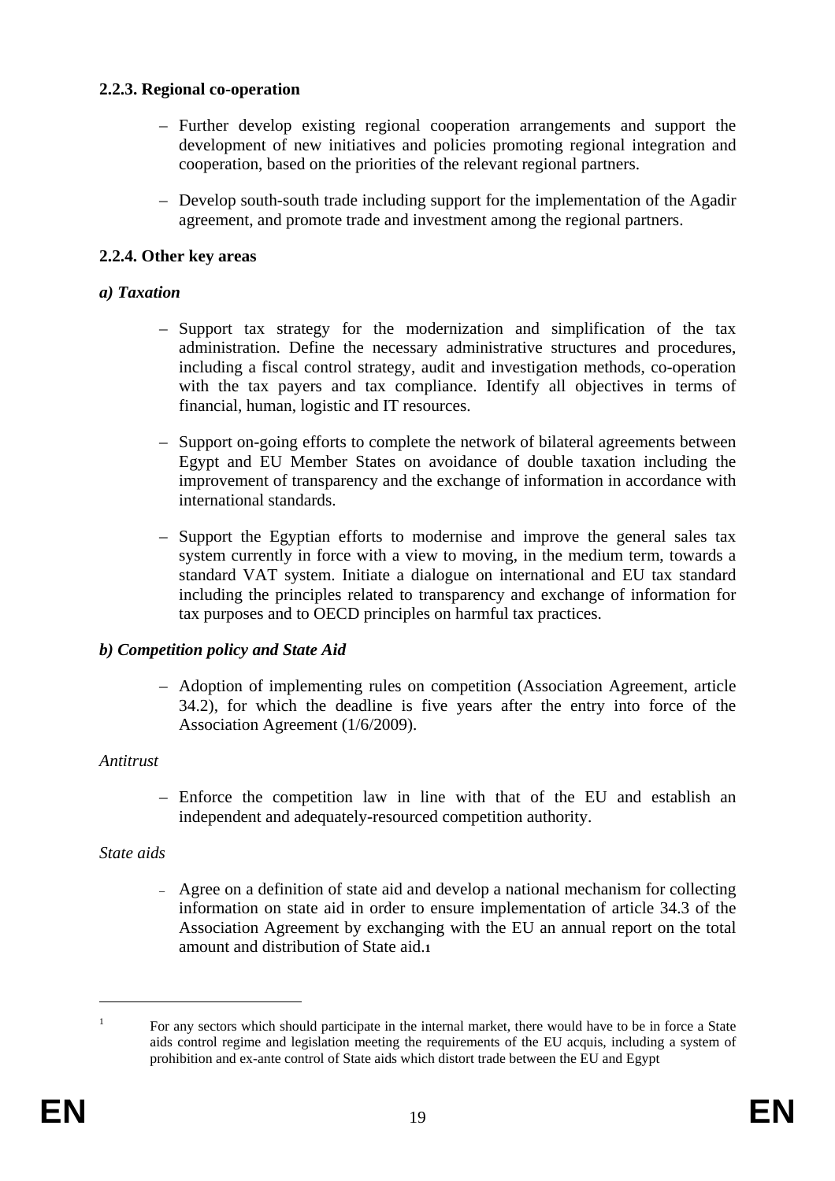### 2.2.3. Regional co-operation

- Further develop existing regional cooperation arrangements and support the development of new initiatives and policies promoting regional integration and cooperation, based on the priorities of the relevant regional partners.
- Develop south-south trade including support for the implementation of the Agadir agreement, and promote trade and investment among the regional partners.

### 2.2.4. Other key areas

***a) Taxation***

- Support tax strategy for the modernization and simplification of the tax administration. Define the necessary administrative structures and procedures, including a fiscal control strategy, audit and investigation methods, co-operation with the tax payers and tax compliance. Identify all objectives in terms of financial, human, logistic and IT resources.
- Support on-going efforts to complete the network of bilateral agreements between Egypt and EU Member States on avoidance of double taxation including the improvement of transparency and the exchange of information in accordance with international standards.
- Support the Egyptian efforts to modernise and improve the general sales tax system currently in force with a view to moving, in the medium term, towards a standard VAT system. Initiate a dialogue on international and EU tax standard including the principles related to transparency and exchange of information for tax purposes and to OECD principles on harmful tax practices.

***b) Competition policy and State Aid***

- Adoption of implementing rules on competition (Association Agreement, article 34.2), for which the deadline is five years after the entry into force of the Association Agreement (1/6/2009).

*Antitrust*

- Enforce the competition law in line with that of the EU and establish an independent and adequately-resourced competition authority.

*State aids*

- Agree on a definition of state aid and develop a national mechanism for collecting information on state aid in order to ensure implementation of article 34.3 of the Association Agreement by exchanging with the EU an annual report on the total amount and distribution of State aid.[1]

---

[1] For any sectors which should participate in the internal market, there would have to be in force a State aids control regime and legislation meeting the requirements of the EU acquis, including a system of prohibition and ex-ante control of State aids which distort trade between the EU and Egypt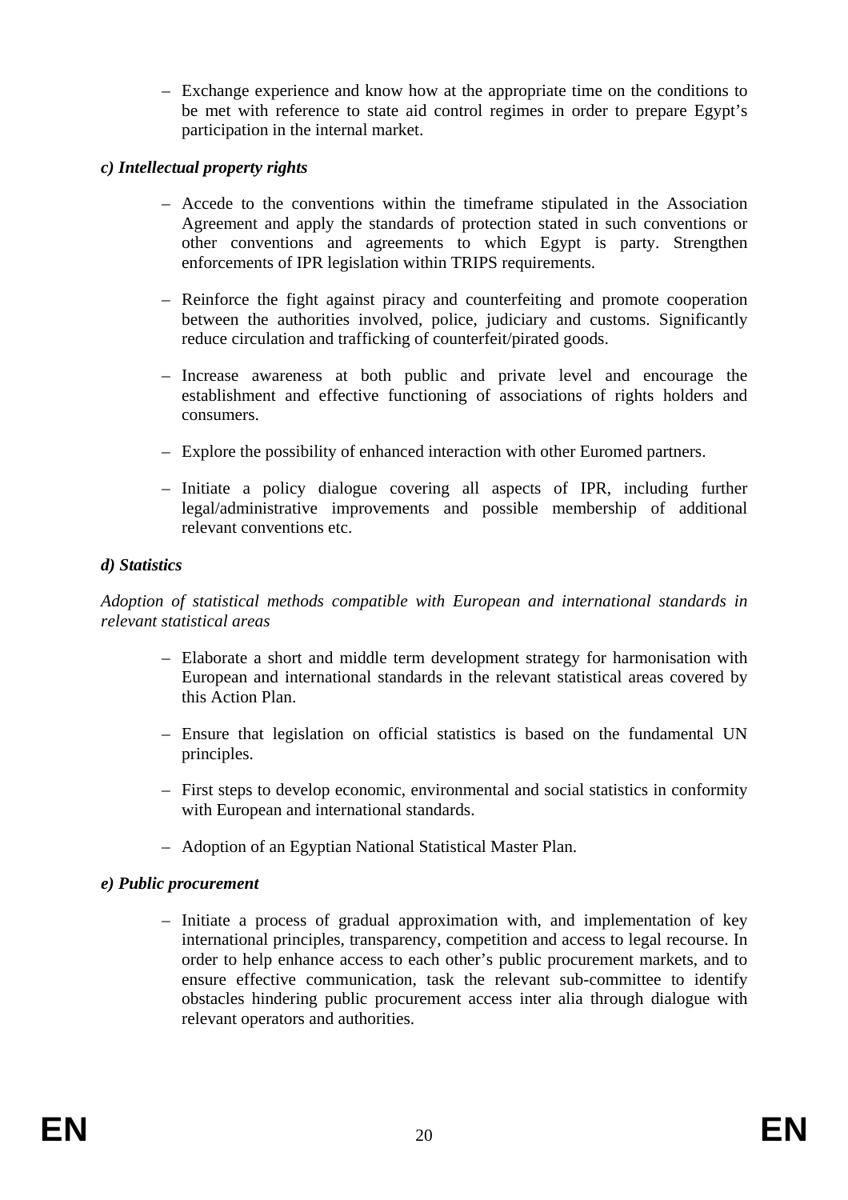- Exchange experience and know how at the appropriate time on the conditions to be met with reference to state aid control regimes in order to prepare Egypt's participation in the internal market.

***c) Intellectual property rights***

- Accede to the conventions within the timeframe stipulated in the Association Agreement and apply the standards of protection stated in such conventions or other conventions and agreements to which Egypt is party. Strengthen enforcements of IPR legislation within TRIPS requirements.
- Reinforce the fight against piracy and counterfeiting and promote cooperation between the authorities involved, police, judiciary and customs. Significantly reduce circulation and trafficking of counterfeit/pirated goods.
- Increase awareness at both public and private level and encourage the establishment and effective functioning of associations of rights holders and consumers.
- Explore the possibility of enhanced interaction with other Euromed partners.
- Initiate a policy dialogue covering all aspects of IPR, including further legal/administrative improvements and possible membership of additional relevant conventions etc.

***d) Statistics***

*Adoption of statistical methods compatible with European and international standards in relevant statistical areas*

- Elaborate a short and middle term development strategy for harmonisation with European and international standards in the relevant statistical areas covered by this Action Plan.
- Ensure that legislation on official statistics is based on the fundamental UN principles.
- First steps to develop economic, environmental and social statistics in conformity with European and international standards.
- Adoption of an Egyptian National Statistical Master Plan.

***e) Public procurement***

- Initiate a process of gradual approximation with, and implementation of key international principles, transparency, competition and access to legal recourse. In order to help enhance access to each other's public procurement markets, and to ensure effective communication, task the relevant sub-committee to identify obstacles hindering public procurement access inter alia through dialogue with relevant operators and authorities.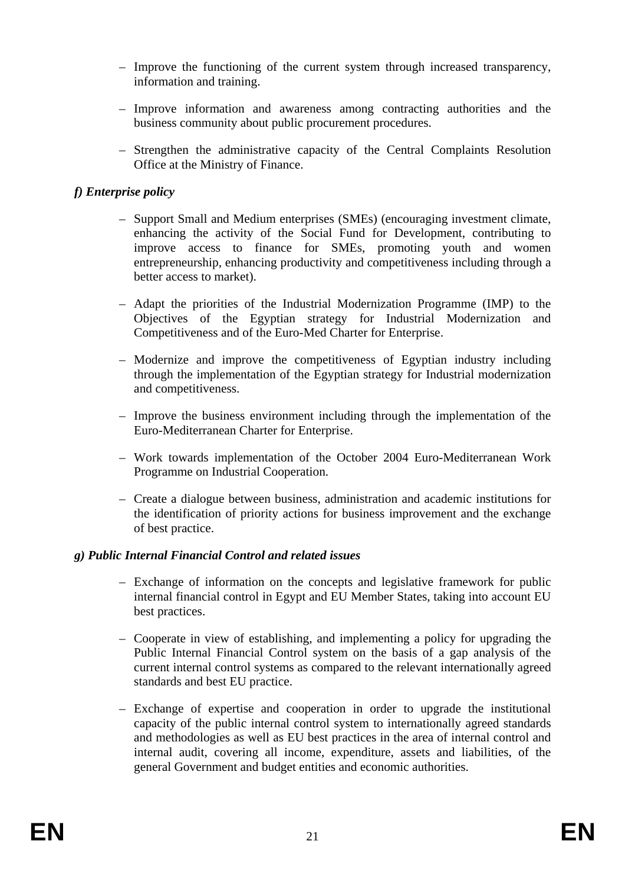- Improve the functioning of the current system through increased transparency, information and training.

- Improve information and awareness among contracting authorities and the business community about public procurement procedures.

- Strengthen the administrative capacity of the Central Complaints Resolution Office at the Ministry of Finance.

***f) Enterprise policy***

- Support Small and Medium enterprises (SMEs) (encouraging investment climate, enhancing the activity of the Social Fund for Development, contributing to improve access to finance for SMEs, promoting youth and women entrepreneurship, enhancing productivity and competitiveness including through a better access to market).

- Adapt the priorities of the Industrial Modernization Programme (IMP) to the Objectives of the Egyptian strategy for Industrial Modernization and Competitiveness and of the Euro-Med Charter for Enterprise.

- Modernize and improve the competitiveness of Egyptian industry including through the implementation of the Egyptian strategy for Industrial modernization and competitiveness.

- Improve the business environment including through the implementation of the Euro-Mediterranean Charter for Enterprise.

- Work towards implementation of the October 2004 Euro-Mediterranean Work Programme on Industrial Cooperation.

- Create a dialogue between business, administration and academic institutions for the identification of priority actions for business improvement and the exchange of best practice.

***g) Public Internal Financial Control and related issues***

- Exchange of information on the concepts and legislative framework for public internal financial control in Egypt and EU Member States, taking into account EU best practices.

- Cooperate in view of establishing, and implementing a policy for upgrading the Public Internal Financial Control system on the basis of a gap analysis of the current internal control systems as compared to the relevant internationally agreed standards and best EU practice.

- Exchange of expertise and cooperation in order to upgrade the institutional capacity of the public internal control system to internationally agreed standards and methodologies as well as EU best practices in the area of internal control and internal audit, covering all income, expenditure, assets and liabilities, of the general Government and budget entities and economic authorities.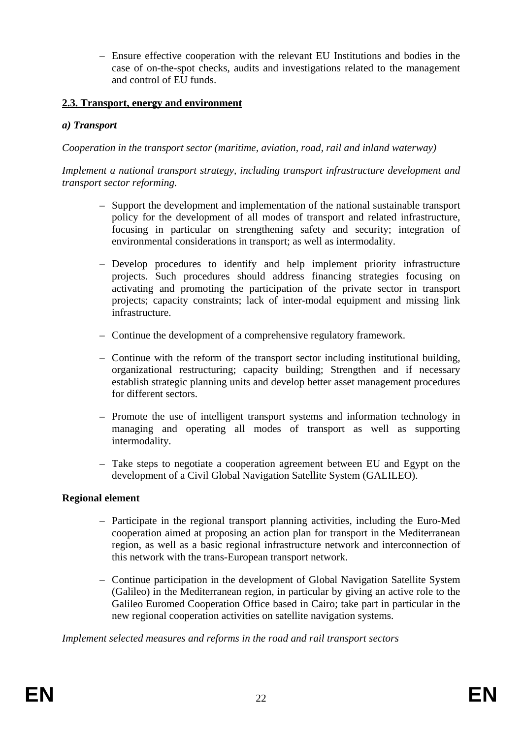- Ensure effective cooperation with the relevant EU Institutions and bodies in the case of on-the-spot checks, audits and investigations related to the management and control of EU funds.

## 2.3. Transport, energy and environment

### *a) Transport*

*Cooperation in the transport sector (maritime, aviation, road, rail and inland waterway)*

*Implement a national transport strategy, including transport infrastructure development and transport sector reforming.*

- Support the development and implementation of the national sustainable transport policy for the development of all modes of transport and related infrastructure, focusing in particular on strengthening safety and security; integration of environmental considerations in transport; as well as intermodality.
- Develop procedures to identify and help implement priority infrastructure projects. Such procedures should address financing strategies focusing on activating and promoting the participation of the private sector in transport projects; capacity constraints; lack of inter-modal equipment and missing link infrastructure.
- Continue the development of a comprehensive regulatory framework.
- Continue with the reform of the transport sector including institutional building, organizational restructuring; capacity building; Strengthen and if necessary establish strategic planning units and develop better asset management procedures for different sectors.
- Promote the use of intelligent transport systems and information technology in managing and operating all modes of transport as well as supporting intermodality.
- Take steps to negotiate a cooperation agreement between EU and Egypt on the development of a Civil Global Navigation Satellite System (GALILEO).

**Regional element**

- Participate in the regional transport planning activities, including the Euro-Med cooperation aimed at proposing an action plan for transport in the Mediterranean region, as well as a basic regional infrastructure network and interconnection of this network with the trans-European transport network.
- Continue participation in the development of Global Navigation Satellite System (Galileo) in the Mediterranean region, in particular by giving an active role to the Galileo Euromed Cooperation Office based in Cairo; take part in particular in the new regional cooperation activities on satellite navigation systems.

*Implement selected measures and reforms in the road and rail transport sectors*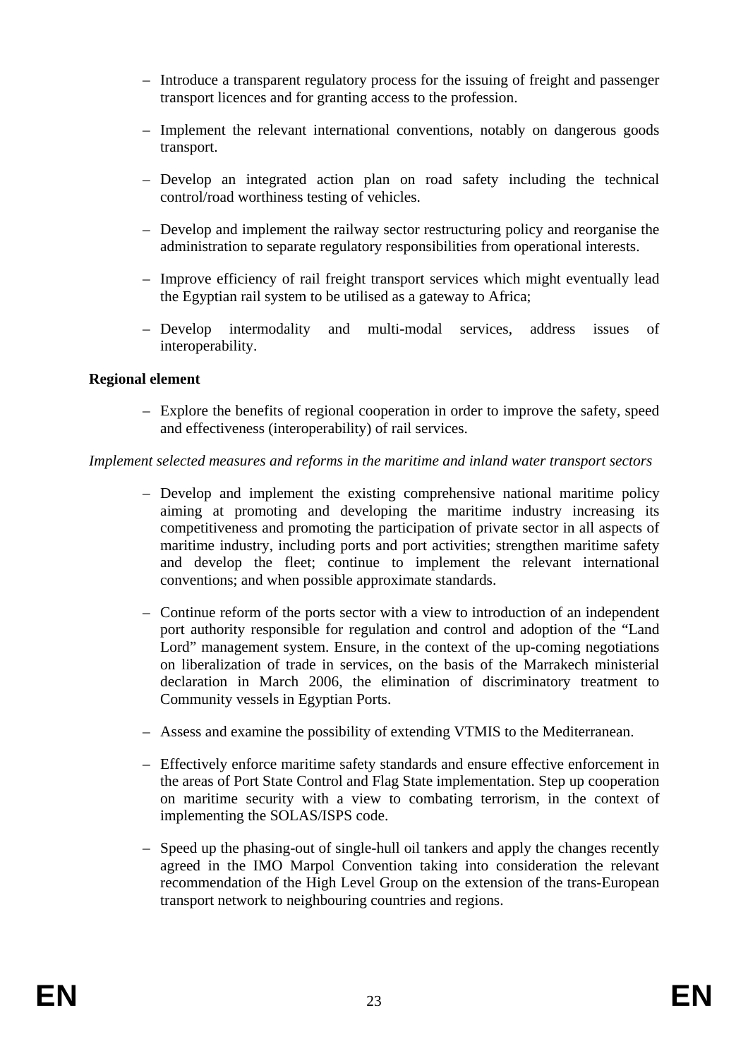- Introduce a transparent regulatory process for the issuing of freight and passenger transport licences and for granting access to the profession.
- Implement the relevant international conventions, notably on dangerous goods transport.
- Develop an integrated action plan on road safety including the technical control/road worthiness testing of vehicles.
- Develop and implement the railway sector restructuring policy and reorganise the administration to separate regulatory responsibilities from operational interests.
- Improve efficiency of rail freight transport services which might eventually lead the Egyptian rail system to be utilised as a gateway to Africa;
- Develop intermodality and multi-modal services, address issues of interoperability.

**Regional element**

- Explore the benefits of regional cooperation in order to improve the safety, speed and effectiveness (interoperability) of rail services.

*Implement selected measures and reforms in the maritime and inland water transport sectors*

- Develop and implement the existing comprehensive national maritime policy aiming at promoting and developing the maritime industry increasing its competitiveness and promoting the participation of private sector in all aspects of maritime industry, including ports and port activities; strengthen maritime safety and develop the fleet; continue to implement the relevant international conventions; and when possible approximate standards.
- Continue reform of the ports sector with a view to introduction of an independent port authority responsible for regulation and control and adoption of the "Land Lord" management system. Ensure, in the context of the up-coming negotiations on liberalization of trade in services, on the basis of the Marrakech ministerial declaration in March 2006, the elimination of discriminatory treatment to Community vessels in Egyptian Ports.
- Assess and examine the possibility of extending VTMIS to the Mediterranean.
- Effectively enforce maritime safety standards and ensure effective enforcement in the areas of Port State Control and Flag State implementation. Step up cooperation on maritime security with a view to combating terrorism, in the context of implementing the SOLAS/ISPS code.
- Speed up the phasing-out of single-hull oil tankers and apply the changes recently agreed in the IMO Marpol Convention taking into consideration the relevant recommendation of the High Level Group on the extension of the trans-European transport network to neighbouring countries and regions.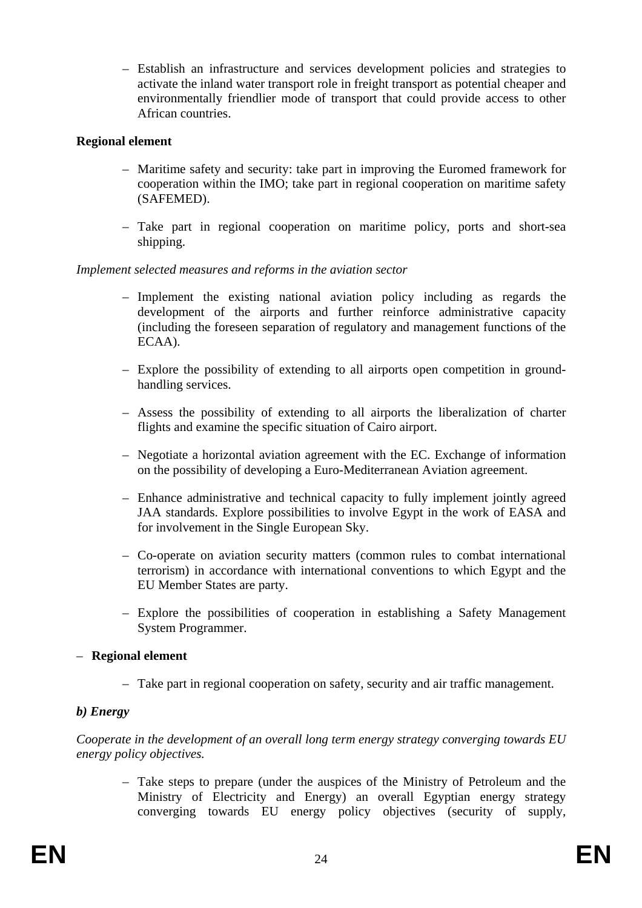- Establish an infrastructure and services development policies and strategies to activate the inland water transport role in freight transport as potential cheaper and environmentally friendlier mode of transport that could provide access to other African countries.

**Regional element**

- Maritime safety and security: take part in improving the Euromed framework for cooperation within the IMO; take part in regional cooperation on maritime safety (SAFEMED).
- Take part in regional cooperation on maritime policy, ports and short-sea shipping.

*Implement selected measures and reforms in the aviation sector*

- Implement the existing national aviation policy including as regards the development of the airports and further reinforce administrative capacity (including the foreseen separation of regulatory and management functions of the ECAA).
- Explore the possibility of extending to all airports open competition in ground-handling services.
- Assess the possibility of extending to all airports the liberalization of charter flights and examine the specific situation of Cairo airport.
- Negotiate a horizontal aviation agreement with the EC. Exchange of information on the possibility of developing a Euro-Mediterranean Aviation agreement.
- Enhance administrative and technical capacity to fully implement jointly agreed JAA standards. Explore possibilities to involve Egypt in the work of EASA and for involvement in the Single European Sky.
- Co-operate on aviation security matters (common rules to combat international terrorism) in accordance with international conventions to which Egypt and the EU Member States are party.
- Explore the possibilities of cooperation in establishing a Safety Management System Programmer.

- **Regional element**
  - Take part in regional cooperation on safety, security and air traffic management.

***b) Energy***

*Cooperate in the development of an overall long term energy strategy converging towards EU energy policy objectives.*

- Take steps to prepare (under the auspices of the Ministry of Petroleum and the Ministry of Electricity and Energy) an overall Egyptian energy strategy converging towards EU energy policy objectives (security of supply,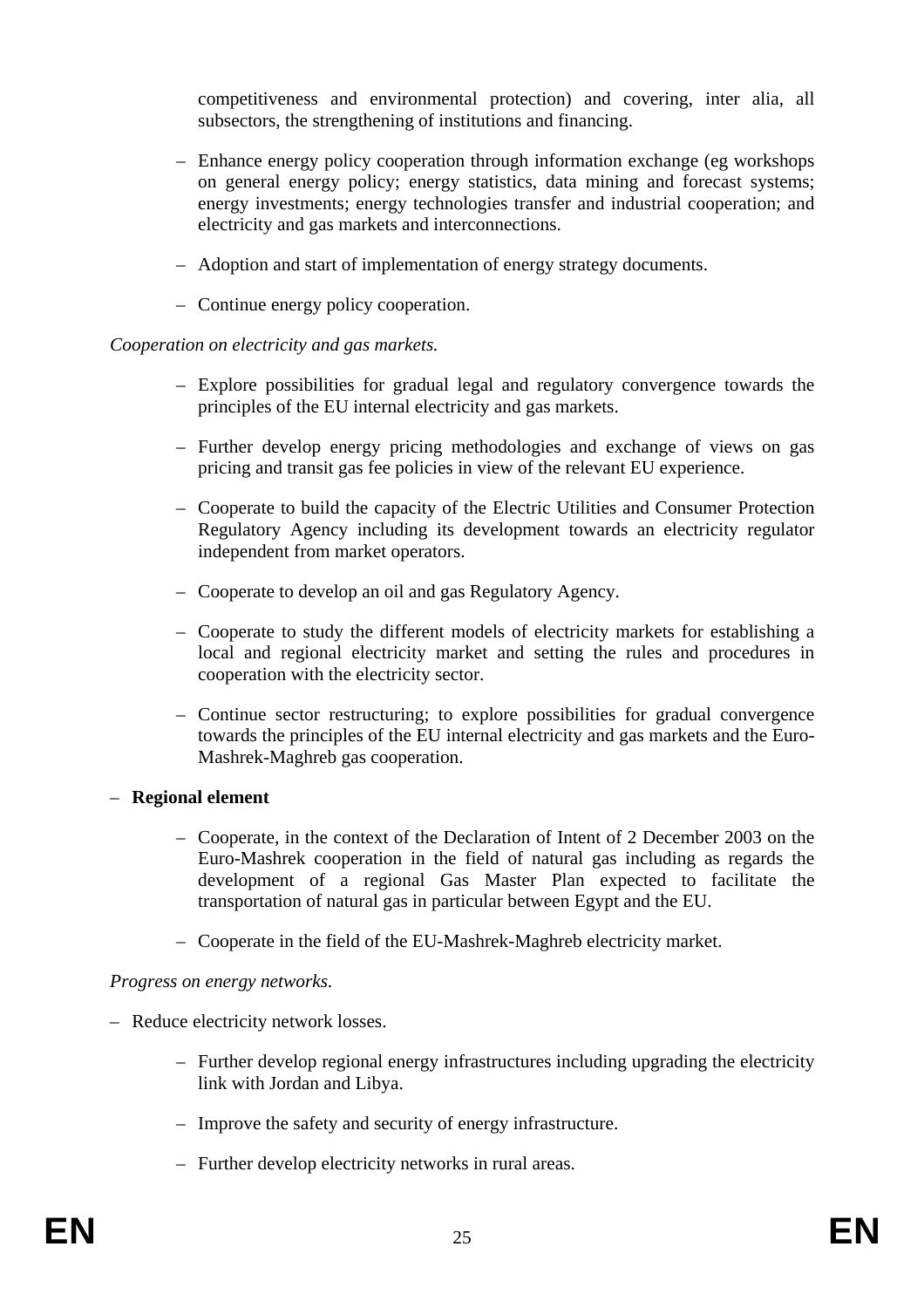competitiveness and environmental protection) and covering, inter alia, all subsectors, the strengthening of institutions and financing.

- Enhance energy policy cooperation through information exchange (eg workshops on general energy policy; energy statistics, data mining and forecast systems; energy investments; energy technologies transfer and industrial cooperation; and electricity and gas markets and interconnections.
- Adoption and start of implementation of energy strategy documents.
- Continue energy policy cooperation.

*Cooperation on electricity and gas markets.*

- Explore possibilities for gradual legal and regulatory convergence towards the principles of the EU internal electricity and gas markets.
- Further develop energy pricing methodologies and exchange of views on gas pricing and transit gas fee policies in view of the relevant EU experience.
- Cooperate to build the capacity of the Electric Utilities and Consumer Protection Regulatory Agency including its development towards an electricity regulator independent from market operators.
- Cooperate to develop an oil and gas Regulatory Agency.
- Cooperate to study the different models of electricity markets for establishing a local and regional electricity market and setting the rules and procedures in cooperation with the electricity sector.
- Continue sector restructuring; to explore possibilities for gradual convergence towards the principles of the EU internal electricity and gas markets and the Euro-Mashrek-Maghreb gas cooperation.

- **Regional element**
  - Cooperate, in the context of the Declaration of Intent of 2 December 2003 on the Euro-Mashrek cooperation in the field of natural gas including as regards the development of a regional Gas Master Plan expected to facilitate the transportation of natural gas in particular between Egypt and the EU.
  - Cooperate in the field of the EU-Mashrek-Maghreb electricity market.

*Progress on energy networks.*

- Reduce electricity network losses.
  - Further develop regional energy infrastructures including upgrading the electricity link with Jordan and Libya.
  - Improve the safety and security of energy infrastructure.
  - Further develop electricity networks in rural areas.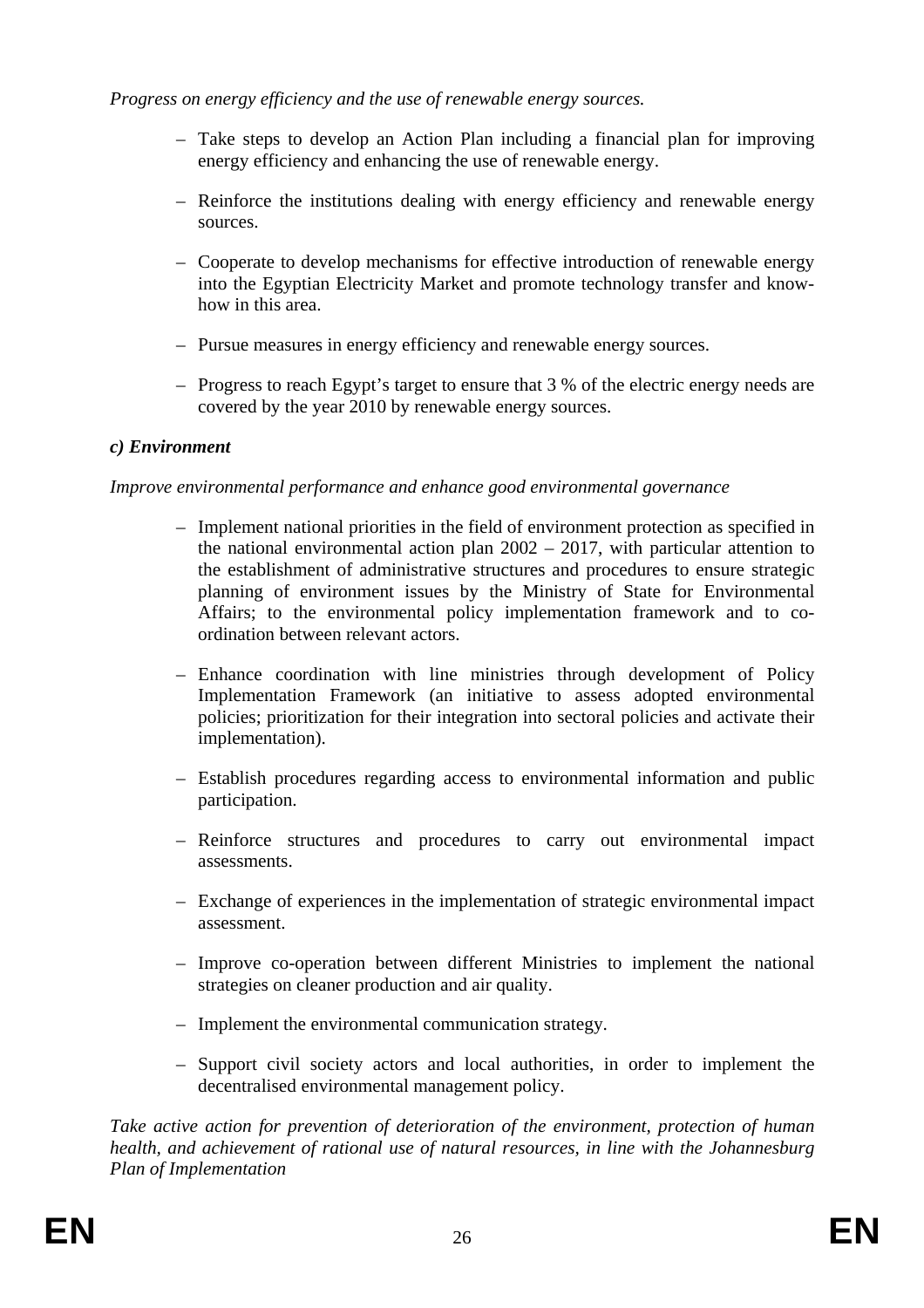*Progress on energy efficiency and the use of renewable energy sources.*

- Take steps to develop an Action Plan including a financial plan for improving energy efficiency and enhancing the use of renewable energy.
- Reinforce the institutions dealing with energy efficiency and renewable energy sources.
- Cooperate to develop mechanisms for effective introduction of renewable energy into the Egyptian Electricity Market and promote technology transfer and know-how in this area.
- Pursue measures in energy efficiency and renewable energy sources.
- Progress to reach Egypt's target to ensure that 3 % of the electric energy needs are covered by the year 2010 by renewable energy sources.

***c) Environment***

*Improve environmental performance and enhance good environmental governance*

- Implement national priorities in the field of environment protection as specified in the national environmental action plan 2002 – 2017, with particular attention to the establishment of administrative structures and procedures to ensure strategic planning of environment issues by the Ministry of State for Environmental Affairs; to the environmental policy implementation framework and to co-ordination between relevant actors.
- Enhance coordination with line ministries through development of Policy Implementation Framework (an initiative to assess adopted environmental policies; prioritization for their integration into sectoral policies and activate their implementation).
- Establish procedures regarding access to environmental information and public participation.
- Reinforce structures and procedures to carry out environmental impact assessments.
- Exchange of experiences in the implementation of strategic environmental impact assessment.
- Improve co-operation between different Ministries to implement the national strategies on cleaner production and air quality.
- Implement the environmental communication strategy.
- Support civil society actors and local authorities, in order to implement the decentralised environmental management policy.

*Take active action for prevention of deterioration of the environment, protection of human health, and achievement of rational use of natural resources, in line with the Johannesburg Plan of Implementation*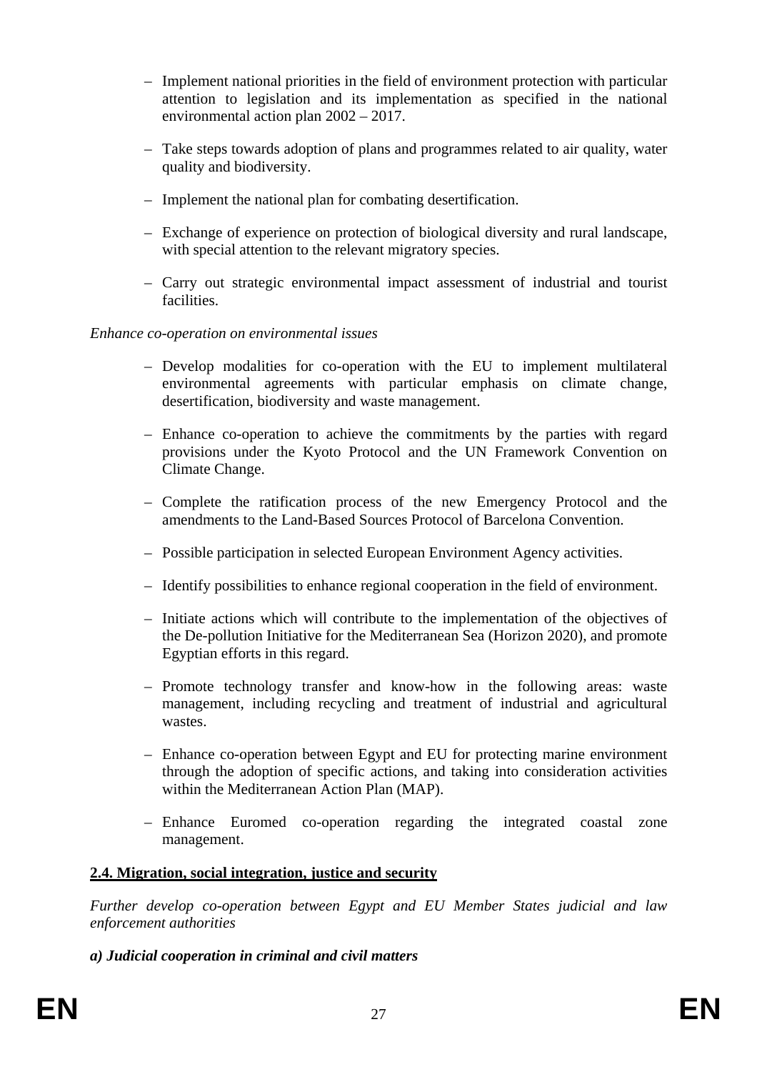- Implement national priorities in the field of environment protection with particular attention to legislation and its implementation as specified in the national environmental action plan 2002 – 2017.
- Take steps towards adoption of plans and programmes related to air quality, water quality and biodiversity.
- Implement the national plan for combating desertification.
- Exchange of experience on protection of biological diversity and rural landscape, with special attention to the relevant migratory species.
- Carry out strategic environmental impact assessment of industrial and tourist facilities.

*Enhance co-operation on environmental issues*

- Develop modalities for co-operation with the EU to implement multilateral environmental agreements with particular emphasis on climate change, desertification, biodiversity and waste management.
- Enhance co-operation to achieve the commitments by the parties with regard provisions under the Kyoto Protocol and the UN Framework Convention on Climate Change.
- Complete the ratification process of the new Emergency Protocol and the amendments to the Land-Based Sources Protocol of Barcelona Convention.
- Possible participation in selected European Environment Agency activities.
- Identify possibilities to enhance regional cooperation in the field of environment.
- Initiate actions which will contribute to the implementation of the objectives of the De-pollution Initiative for the Mediterranean Sea (Horizon 2020), and promote Egyptian efforts in this regard.
- Promote technology transfer and know-how in the following areas: waste management, including recycling and treatment of industrial and agricultural wastes.
- Enhance co-operation between Egypt and EU for protecting marine environment through the adoption of specific actions, and taking into consideration activities within the Mediterranean Action Plan (MAP).
- Enhance Euromed co-operation regarding the integrated coastal zone management.

## 2.4. Migration, social integration, justice and security

*Further develop co-operation between Egypt and EU Member States judicial and law enforcement authorities*

***a) Judicial cooperation in criminal and civil matters***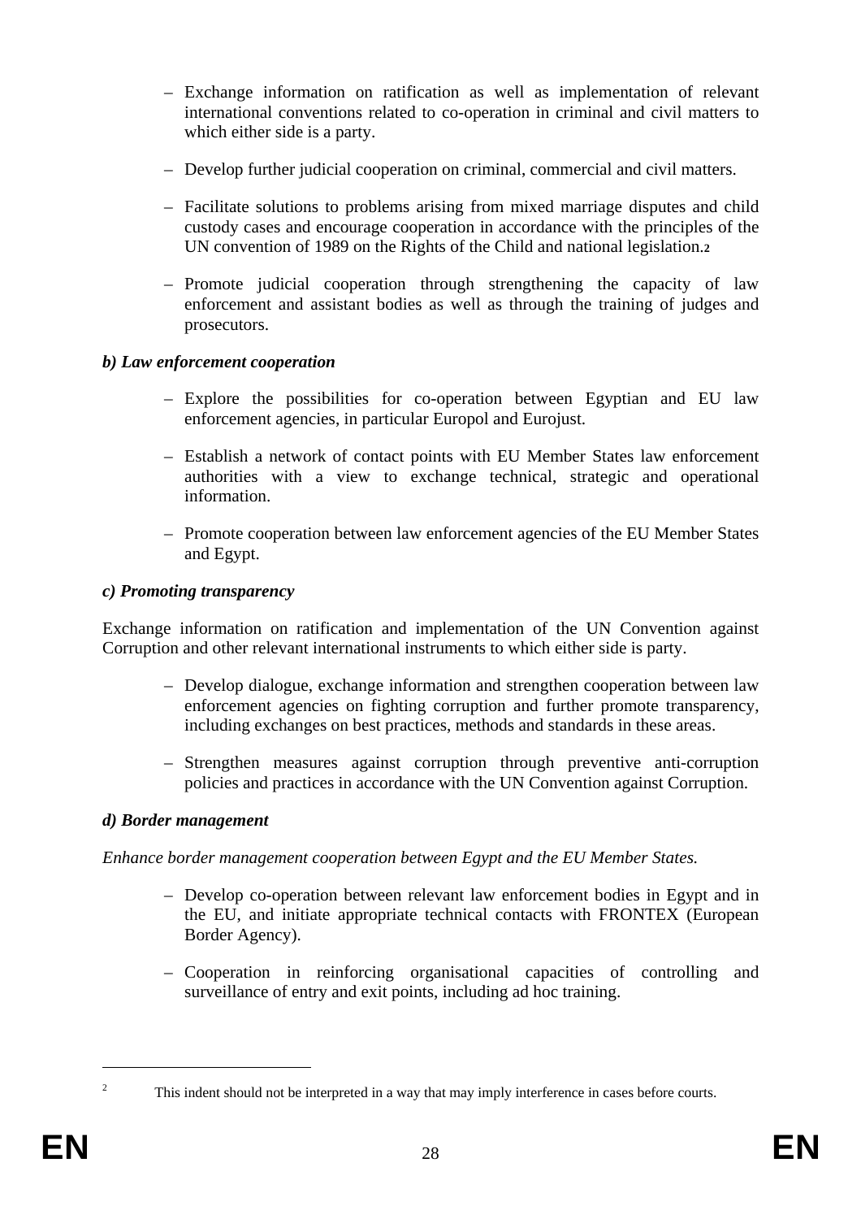- Exchange information on ratification as well as implementation of relevant international conventions related to co-operation in criminal and civil matters to which either side is a party.

- Develop further judicial cooperation on criminal, commercial and civil matters.

- Facilitate solutions to problems arising from mixed marriage disputes and child custody cases and encourage cooperation in accordance with the principles of the UN convention of 1989 on the Rights of the Child and national legislation.[2]

- Promote judicial cooperation through strengthening the capacity of law enforcement and assistant bodies as well as through the training of judges and prosecutors.

***b) Law enforcement cooperation***

- Explore the possibilities for co-operation between Egyptian and EU law enforcement agencies, in particular Europol and Eurojust.

- Establish a network of contact points with EU Member States law enforcement authorities with a view to exchange technical, strategic and operational information.

- Promote cooperation between law enforcement agencies of the EU Member States and Egypt.

***c) Promoting transparency***

Exchange information on ratification and implementation of the UN Convention against Corruption and other relevant international instruments to which either side is party.

- Develop dialogue, exchange information and strengthen cooperation between law enforcement agencies on fighting corruption and further promote transparency, including exchanges on best practices, methods and standards in these areas.

- Strengthen measures against corruption through preventive anti-corruption policies and practices in accordance with the UN Convention against Corruption.

***d) Border management***

*Enhance border management cooperation between Egypt and the EU Member States.*

- Develop co-operation between relevant law enforcement bodies in Egypt and in the EU, and initiate appropriate technical contacts with FRONTEX (European Border Agency).

- Cooperation in reinforcing organisational capacities of controlling and surveillance of entry and exit points, including ad hoc training.

---

[2] This indent should not be interpreted in a way that may imply interference in cases before courts.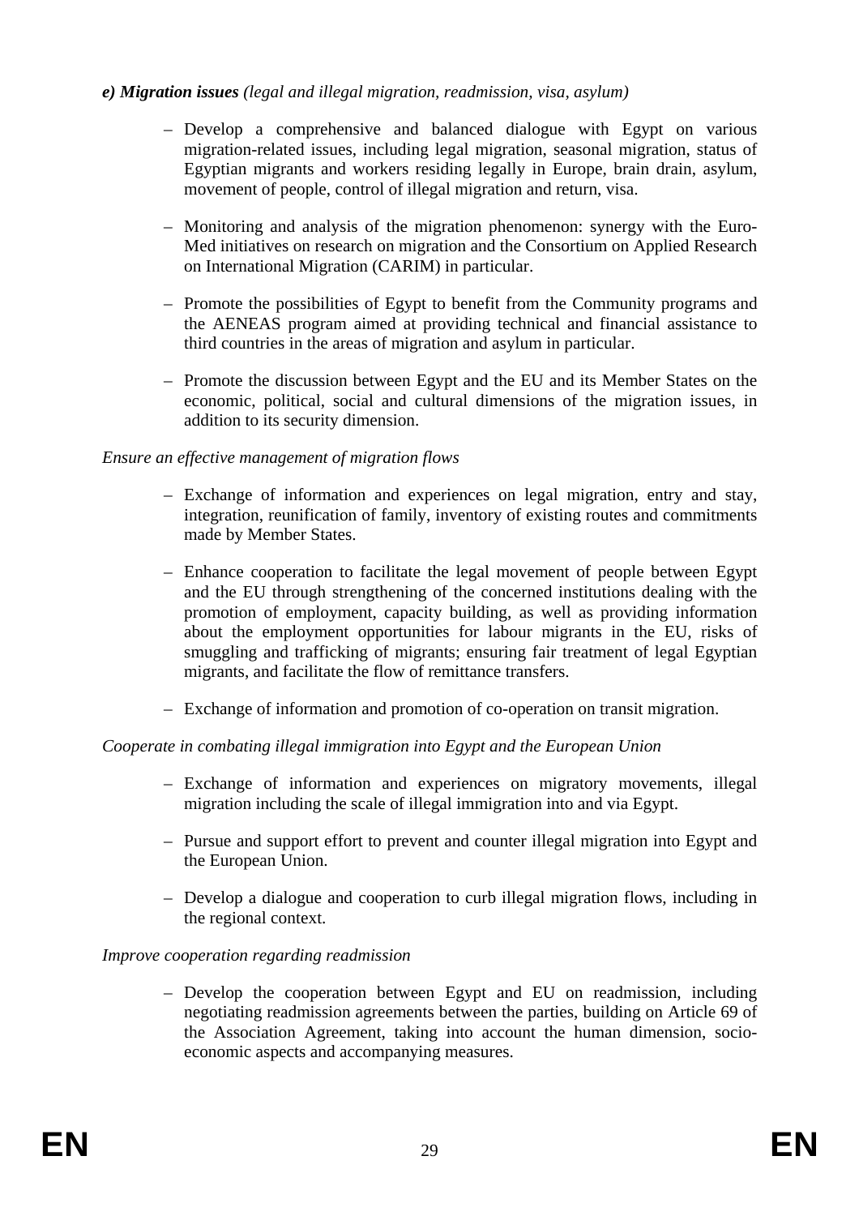***e) Migration issues*** *(legal and illegal migration, readmission, visa, asylum)*

- Develop a comprehensive and balanced dialogue with Egypt on various migration-related issues, including legal migration, seasonal migration, status of Egyptian migrants and workers residing legally in Europe, brain drain, asylum, movement of people, control of illegal migration and return, visa.
- Monitoring and analysis of the migration phenomenon: synergy with the Euro-Med initiatives on research on migration and the Consortium on Applied Research on International Migration (CARIM) in particular.
- Promote the possibilities of Egypt to benefit from the Community programs and the AENEAS program aimed at providing technical and financial assistance to third countries in the areas of migration and asylum in particular.
- Promote the discussion between Egypt and the EU and its Member States on the economic, political, social and cultural dimensions of the migration issues, in addition to its security dimension.

*Ensure an effective management of migration flows*

- Exchange of information and experiences on legal migration, entry and stay, integration, reunification of family, inventory of existing routes and commitments made by Member States.
- Enhance cooperation to facilitate the legal movement of people between Egypt and the EU through strengthening of the concerned institutions dealing with the promotion of employment, capacity building, as well as providing information about the employment opportunities for labour migrants in the EU, risks of smuggling and trafficking of migrants; ensuring fair treatment of legal Egyptian migrants, and facilitate the flow of remittance transfers.
- Exchange of information and promotion of co-operation on transit migration.

*Cooperate in combating illegal immigration into Egypt and the European Union*

- Exchange of information and experiences on migratory movements, illegal migration including the scale of illegal immigration into and via Egypt.
- Pursue and support effort to prevent and counter illegal migration into Egypt and the European Union.
- Develop a dialogue and cooperation to curb illegal migration flows, including in the regional context.

*Improve cooperation regarding readmission*

- Develop the cooperation between Egypt and EU on readmission, including negotiating readmission agreements between the parties, building on Article 69 of the Association Agreement, taking into account the human dimension, socio-economic aspects and accompanying measures.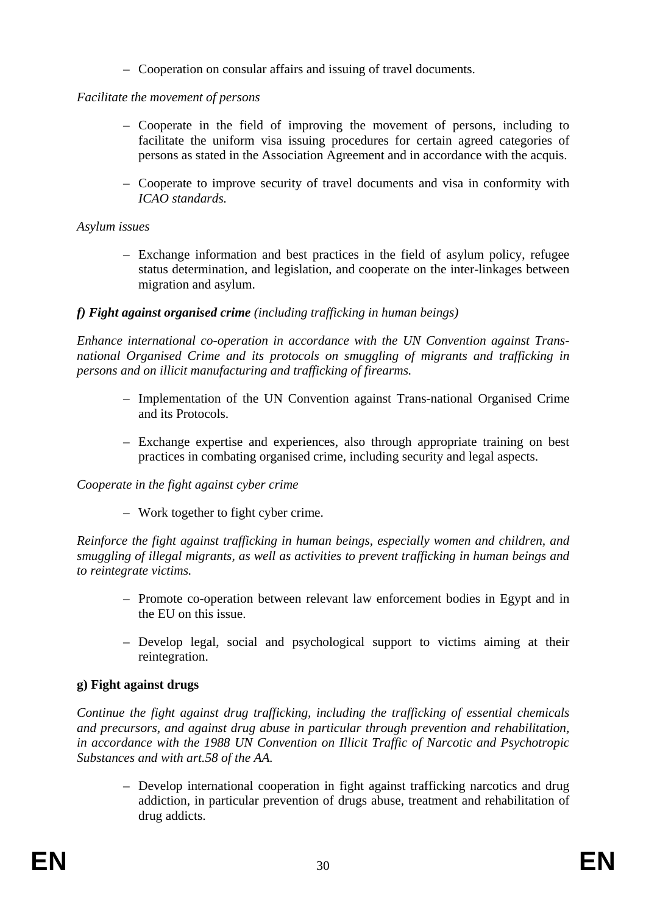- Cooperation on consular affairs and issuing of travel documents.

*Facilitate the movement of persons*

- Cooperate in the field of improving the movement of persons, including to facilitate the uniform visa issuing procedures for certain agreed categories of persons as stated in the Association Agreement and in accordance with the acquis.

- Cooperate to improve security of travel documents and visa in conformity with *ICAO standards.*

*Asylum issues*

- Exchange information and best practices in the field of asylum policy, refugee status determination, and legislation, and cooperate on the inter-linkages between migration and asylum.

***f) Fight against organised crime*** *(including trafficking in human beings)*

*Enhance international co-operation in accordance with the UN Convention against Trans-national Organised Crime and its protocols on smuggling of migrants and trafficking in persons and on illicit manufacturing and trafficking of firearms.*

- Implementation of the UN Convention against Trans-national Organised Crime and its Protocols.

- Exchange expertise and experiences, also through appropriate training on best practices in combating organised crime, including security and legal aspects.

*Cooperate in the fight against cyber crime*

- Work together to fight cyber crime.

*Reinforce the fight against trafficking in human beings, especially women and children, and smuggling of illegal migrants, as well as activities to prevent trafficking in human beings and to reintegrate victims.*

- Promote co-operation between relevant law enforcement bodies in Egypt and in the EU on this issue.

- Develop legal, social and psychological support to victims aiming at their reintegration.

**g) Fight against drugs**

*Continue the fight against drug trafficking, including the trafficking of essential chemicals and precursors, and against drug abuse in particular through prevention and rehabilitation, in accordance with the 1988 UN Convention on Illicit Traffic of Narcotic and Psychotropic Substances and with art.58 of the AA.*

- Develop international cooperation in fight against trafficking narcotics and drug addiction, in particular prevention of drugs abuse, treatment and rehabilitation of drug addicts.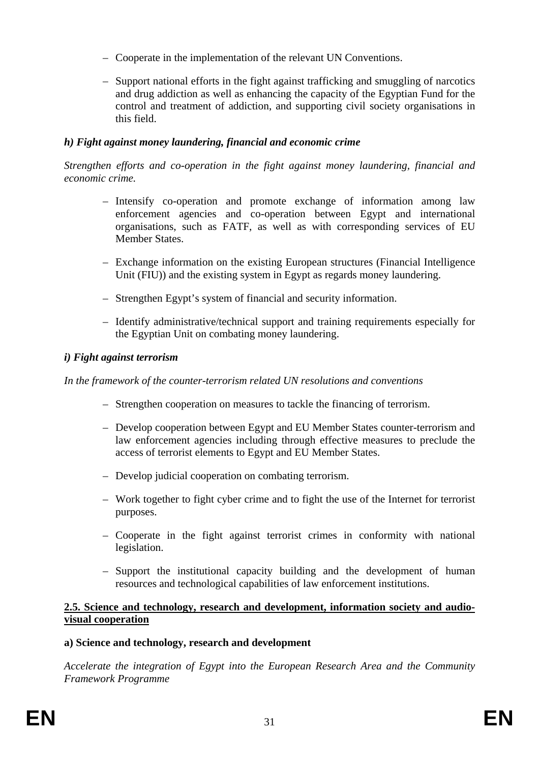– Cooperate in the implementation of the relevant UN Conventions.

– Support national efforts in the fight against trafficking and smuggling of narcotics and drug addiction as well as enhancing the capacity of the Egyptian Fund for the control and treatment of addiction, and supporting civil society organisations in this field.

#### *h) Fight against money laundering, financial and economic crime*

*Strengthen efforts and co-operation in the fight against money laundering, financial and economic crime.*

– Intensify co-operation and promote exchange of information among law enforcement agencies and co-operation between Egypt and international organisations, such as FATF, as well as with corresponding services of EU Member States.

– Exchange information on the existing European structures (Financial Intelligence Unit (FIU)) and the existing system in Egypt as regards money laundering.

– Strengthen Egypt's system of financial and security information.

– Identify administrative/technical support and training requirements especially for the Egyptian Unit on combating money laundering.

#### *i) Fight against terrorism*

*In the framework of the counter-terrorism related UN resolutions and conventions*

– Strengthen cooperation on measures to tackle the financing of terrorism.

– Develop cooperation between Egypt and EU Member States counter-terrorism and law enforcement agencies including through effective measures to preclude the access of terrorist elements to Egypt and EU Member States.

– Develop judicial cooperation on combating terrorism.

– Work together to fight cyber crime and to fight the use of the Internet for terrorist purposes.

– Cooperate in the fight against terrorist crimes in conformity with national legislation.

– Support the institutional capacity building and the development of human resources and technological capabilities of law enforcement institutions.

### 2.5. Science and technology, research and development, information society and audio-visual cooperation

#### a) Science and technology, research and development

*Accelerate the integration of Egypt into the European Research Area and the Community Framework Programme*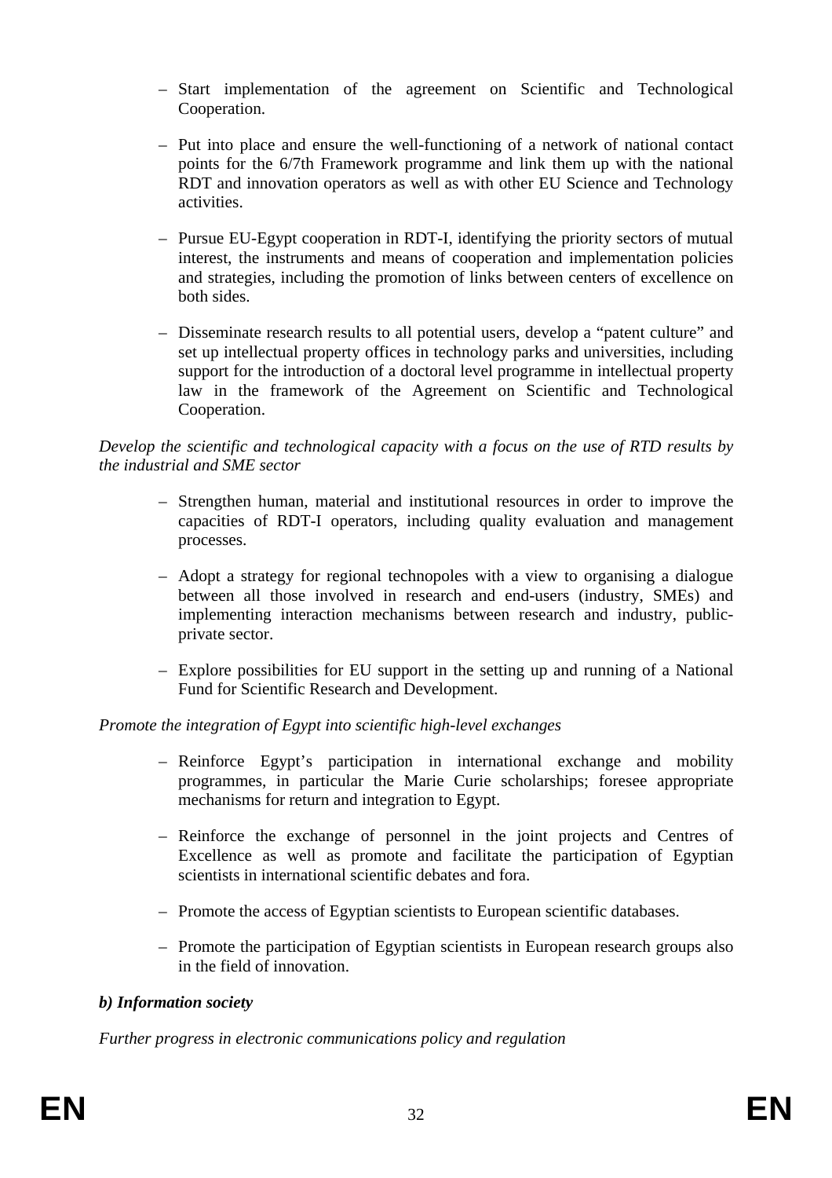- Start implementation of the agreement on Scientific and Technological Cooperation.
- Put into place and ensure the well-functioning of a network of national contact points for the 6/7th Framework programme and link them up with the national RDT and innovation operators as well as with other EU Science and Technology activities.
- Pursue EU-Egypt cooperation in RDT-I, identifying the priority sectors of mutual interest, the instruments and means of cooperation and implementation policies and strategies, including the promotion of links between centers of excellence on both sides.
- Disseminate research results to all potential users, develop a "patent culture" and set up intellectual property offices in technology parks and universities, including support for the introduction of a doctoral level programme in intellectual property law in the framework of the Agreement on Scientific and Technological Cooperation.

*Develop the scientific and technological capacity with a focus on the use of RTD results by the industrial and SME sector*

- Strengthen human, material and institutional resources in order to improve the capacities of RDT-I operators, including quality evaluation and management processes.
- Adopt a strategy for regional technopoles with a view to organising a dialogue between all those involved in research and end-users (industry, SMEs) and implementing interaction mechanisms between research and industry, public-private sector.
- Explore possibilities for EU support in the setting up and running of a National Fund for Scientific Research and Development.

*Promote the integration of Egypt into scientific high-level exchanges*

- Reinforce Egypt's participation in international exchange and mobility programmes, in particular the Marie Curie scholarships; foresee appropriate mechanisms for return and integration to Egypt.
- Reinforce the exchange of personnel in the joint projects and Centres of Excellence as well as promote and facilitate the participation of Egyptian scientists in international scientific debates and fora.
- Promote the access of Egyptian scientists to European scientific databases.
- Promote the participation of Egyptian scientists in European research groups also in the field of innovation.

***b) Information society***

*Further progress in electronic communications policy and regulation*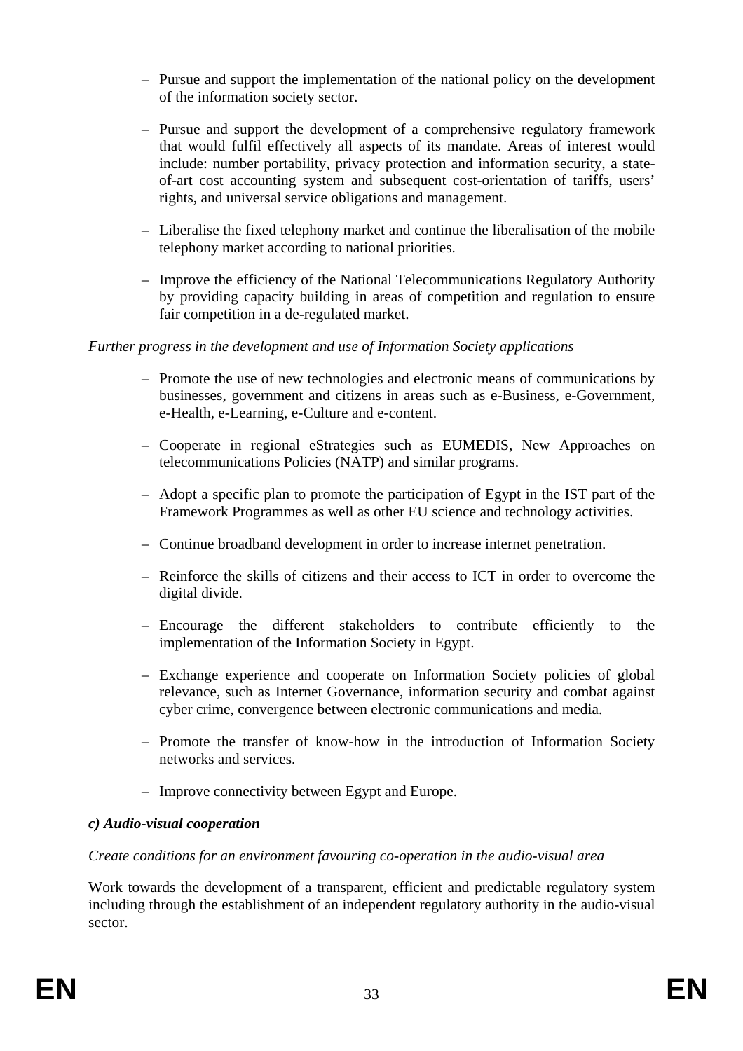- Pursue and support the implementation of the national policy on the development of the information society sector.
- Pursue and support the development of a comprehensive regulatory framework that would fulfil effectively all aspects of its mandate. Areas of interest would include: number portability, privacy protection and information security, a state-of-art cost accounting system and subsequent cost-orientation of tariffs, users' rights, and universal service obligations and management.
- Liberalise the fixed telephony market and continue the liberalisation of the mobile telephony market according to national priorities.
- Improve the efficiency of the National Telecommunications Regulatory Authority by providing capacity building in areas of competition and regulation to ensure fair competition in a de-regulated market.

*Further progress in the development and use of Information Society applications*

- Promote the use of new technologies and electronic means of communications by businesses, government and citizens in areas such as e-Business, e-Government, e-Health, e-Learning, e-Culture and e-content.
- Cooperate in regional eStrategies such as EUMEDIS, New Approaches on telecommunications Policies (NATP) and similar programs.
- Adopt a specific plan to promote the participation of Egypt in the IST part of the Framework Programmes as well as other EU science and technology activities.
- Continue broadband development in order to increase internet penetration.
- Reinforce the skills of citizens and their access to ICT in order to overcome the digital divide.
- Encourage the different stakeholders to contribute efficiently to the implementation of the Information Society in Egypt.
- Exchange experience and cooperate on Information Society policies of global relevance, such as Internet Governance, information security and combat against cyber crime, convergence between electronic communications and media.
- Promote the transfer of know-how in the introduction of Information Society networks and services.
- Improve connectivity between Egypt and Europe.

***c) Audio-visual cooperation***

*Create conditions for an environment favouring co-operation in the audio-visual area*

Work towards the development of a transparent, efficient and predictable regulatory system including through the establishment of an independent regulatory authority in the audio-visual sector.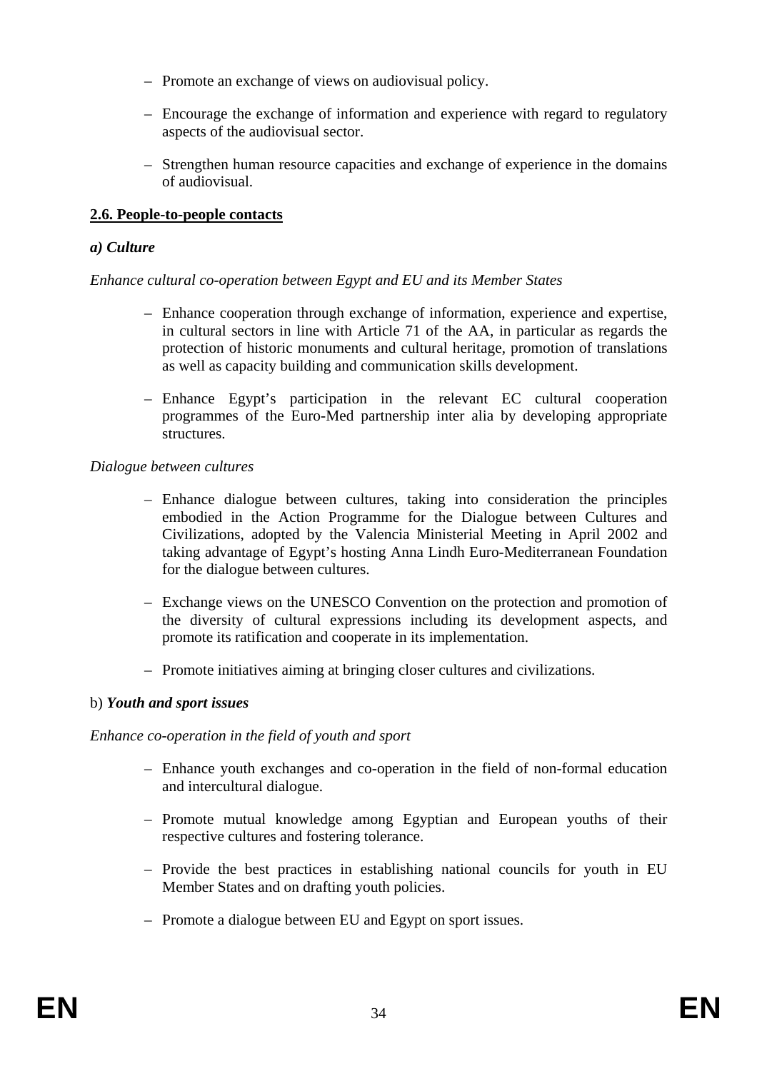- Promote an exchange of views on audiovisual policy.
- Encourage the exchange of information and experience with regard to regulatory aspects of the audiovisual sector.
- Strengthen human resource capacities and exchange of experience in the domains of audiovisual.

**2.6. People-to-people contacts**

***a) Culture***

*Enhance cultural co-operation between Egypt and EU and its Member States*

- Enhance cooperation through exchange of information, experience and expertise, in cultural sectors in line with Article 71 of the AA, in particular as regards the protection of historic monuments and cultural heritage, promotion of translations as well as capacity building and communication skills development.
- Enhance Egypt's participation in the relevant EC cultural cooperation programmes of the Euro-Med partnership inter alia by developing appropriate structures.

*Dialogue between cultures*

- Enhance dialogue between cultures, taking into consideration the principles embodied in the Action Programme for the Dialogue between Cultures and Civilizations, adopted by the Valencia Ministerial Meeting in April 2002 and taking advantage of Egypt's hosting Anna Lindh Euro-Mediterranean Foundation for the dialogue between cultures.
- Exchange views on the UNESCO Convention on the protection and promotion of the diversity of cultural expressions including its development aspects, and promote its ratification and cooperate in its implementation.
- Promote initiatives aiming at bringing closer cultures and civilizations.

b) ***Youth and sport issues***

*Enhance co-operation in the field of youth and sport*

- Enhance youth exchanges and co-operation in the field of non-formal education and intercultural dialogue.
- Promote mutual knowledge among Egyptian and European youths of their respective cultures and fostering tolerance.
- Provide the best practices in establishing national councils for youth in EU Member States and on drafting youth policies.
- Promote a dialogue between EU and Egypt on sport issues.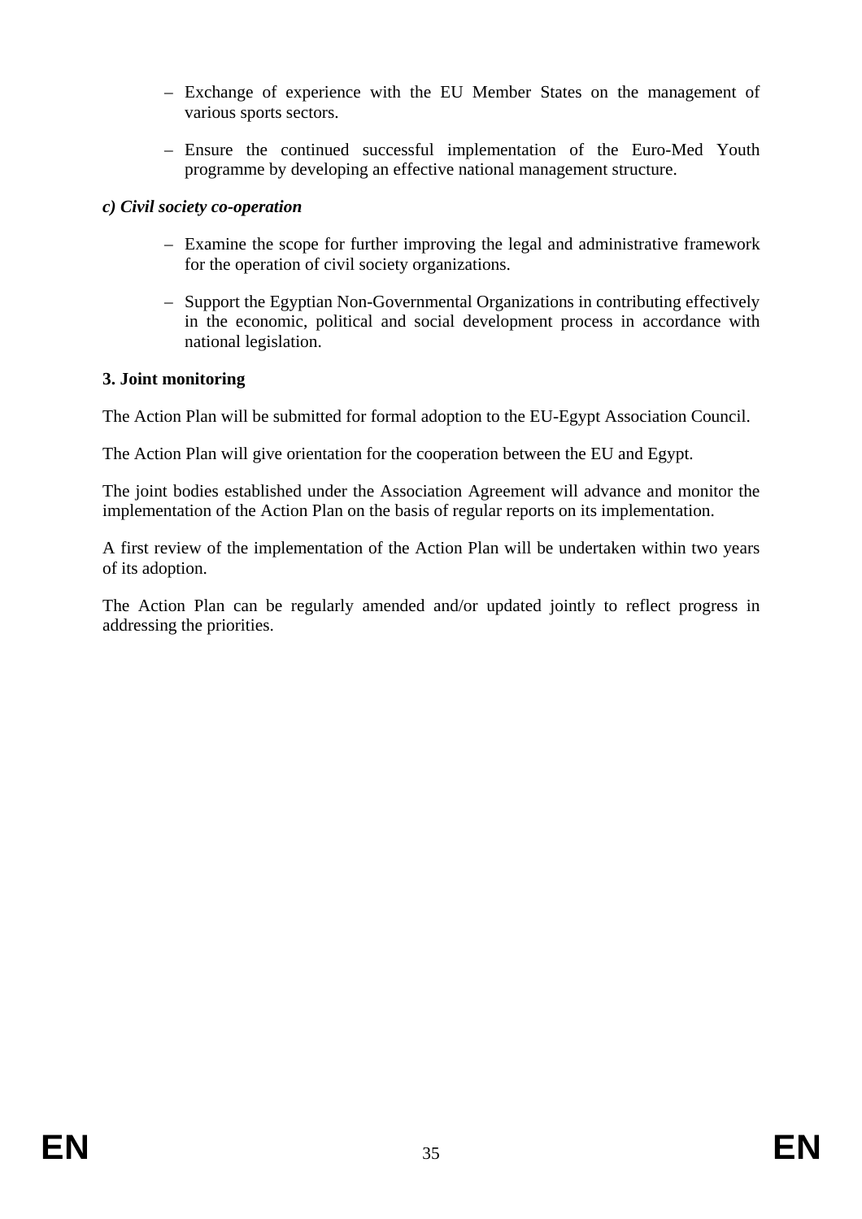- Exchange of experience with the EU Member States on the management of various sports sectors.
- Ensure the continued successful implementation of the Euro-Med Youth programme by developing an effective national management structure.

***c) Civil society co-operation***

- Examine the scope for further improving the legal and administrative framework for the operation of civil society organizations.
- Support the Egyptian Non-Governmental Organizations in contributing effectively in the economic, political and social development process in accordance with national legislation.

**3. Joint monitoring**

The Action Plan will be submitted for formal adoption to the EU-Egypt Association Council.

The Action Plan will give orientation for the cooperation between the EU and Egypt.

The joint bodies established under the Association Agreement will advance and monitor the implementation of the Action Plan on the basis of regular reports on its implementation.

A first review of the implementation of the Action Plan will be undertaken within two years of its adoption.

The Action Plan can be regularly amended and/or updated jointly to reflect progress in addressing the priorities.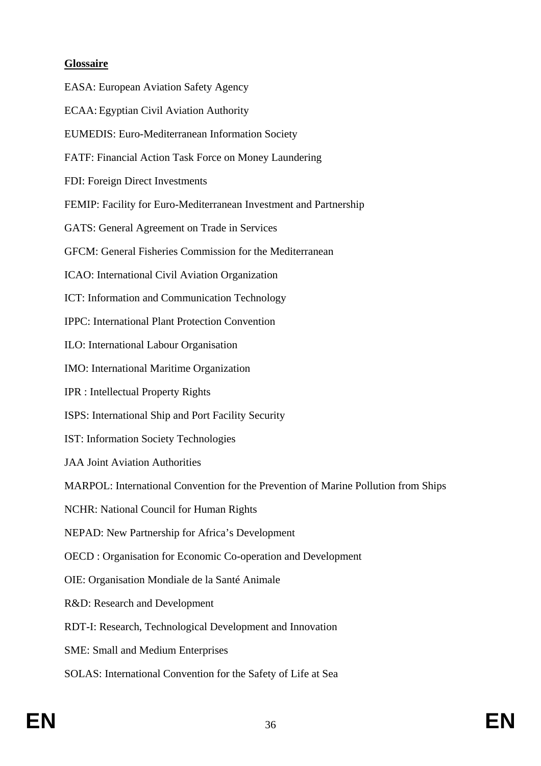**Glossaire**

EASA: European Aviation Safety Agency

ECAA: Egyptian Civil Aviation Authority

EUMEDIS: Euro-Mediterranean Information Society

FATF: Financial Action Task Force on Money Laundering

FDI: Foreign Direct Investments

FEMIP: Facility for Euro-Mediterranean Investment and Partnership

GATS: General Agreement on Trade in Services

GFCM: General Fisheries Commission for the Mediterranean

ICAO: International Civil Aviation Organization

ICT: Information and Communication Technology

IPPC: International Plant Protection Convention

ILO: International Labour Organisation

IMO: International Maritime Organization

IPR : Intellectual Property Rights

ISPS: International Ship and Port Facility Security

IST: Information Society Technologies

JAA Joint Aviation Authorities

MARPOL: International Convention for the Prevention of Marine Pollution from Ships

NCHR: National Council for Human Rights

NEPAD: New Partnership for Africa's Development

OECD : Organisation for Economic Co-operation and Development

OIE: Organisation Mondiale de la Santé Animale

R&D: Research and Development

RDT-I: Research, Technological Development and Innovation

SME: Small and Medium Enterprises

SOLAS: International Convention for the Safety of Life at Sea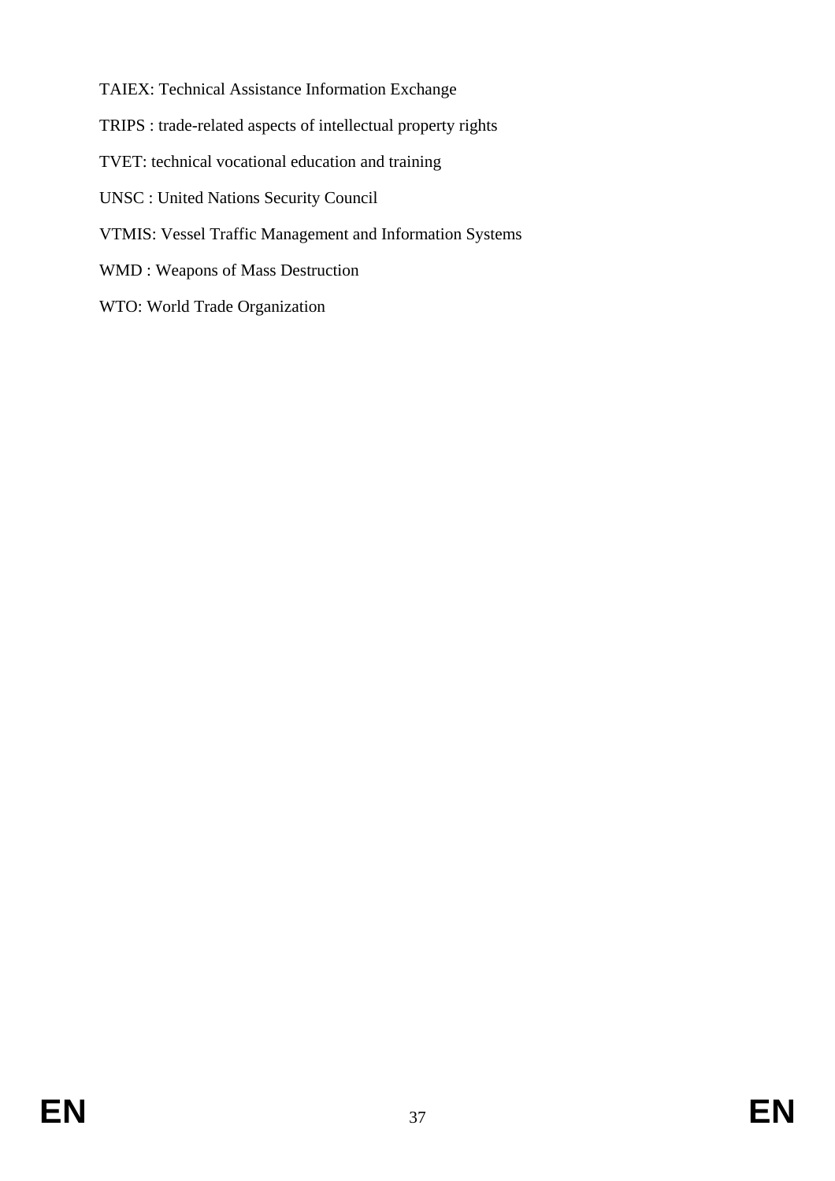TAIEX: Technical Assistance Information Exchange

TRIPS : trade-related aspects of intellectual property rights

TVET: technical vocational education and training

UNSC : United Nations Security Council

VTMIS: Vessel Traffic Management and Information Systems

WMD : Weapons of Mass Destruction

WTO: World Trade Organization